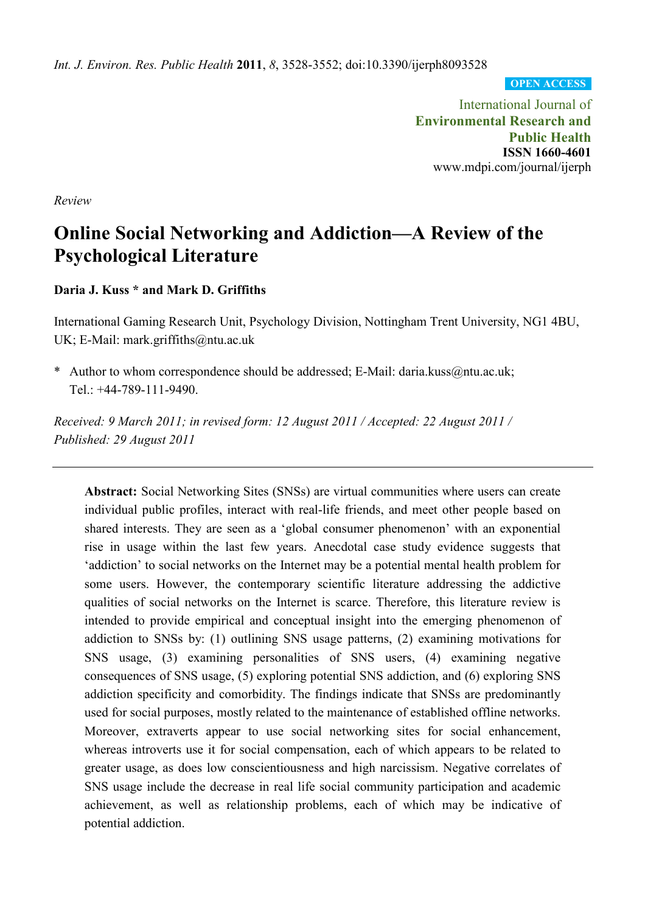*Int. J. Environ. Res. Public Health* **2011**, *8*, 3528-3552; doi:10.3390/ijerph8093528

**OPEN ACCESS**

International Journal of
**Environmental Research and Public Health**
**ISSN 1660-4601**
www.mdpi.com/journal/ijerph

*Review*

# Online Social Networking and Addiction—A Review of the Psychological Literature

**Daria J. Kuss * and Mark D. Griffiths**

International Gaming Research Unit, Psychology Division, Nottingham Trent University, NG1 4BU, UK; E-Mail: mark.griffiths@ntu.ac.uk

\* Author to whom correspondence should be addressed; E-Mail: daria.kuss@ntu.ac.uk; Tel.: +44-789-111-9490.

*Received: 9 March 2011; in revised form: 12 August 2011 / Accepted: 22 August 2011 / Published: 29 August 2011*

---

**Abstract:** Social Networking Sites (SNSs) are virtual communities where users can create individual public profiles, interact with real-life friends, and meet other people based on shared interests. They are seen as a 'global consumer phenomenon' with an exponential rise in usage within the last few years. Anecdotal case study evidence suggests that 'addiction' to social networks on the Internet may be a potential mental health problem for some users. However, the contemporary scientific literature addressing the addictive qualities of social networks on the Internet is scarce. Therefore, this literature review is intended to provide empirical and conceptual insight into the emerging phenomenon of addiction to SNSs by: (1) outlining SNS usage patterns, (2) examining motivations for SNS usage, (3) examining personalities of SNS users, (4) examining negative consequences of SNS usage, (5) exploring potential SNS addiction, and (6) exploring SNS addiction specificity and comorbidity. The findings indicate that SNSs are predominantly used for social purposes, mostly related to the maintenance of established offline networks. Moreover, extraverts appear to use social networking sites for social enhancement, whereas introverts use it for social compensation, each of which appears to be related to greater usage, as does low conscientiousness and high narcissism. Negative correlates of SNS usage include the decrease in real life social community participation and academic achievement, as well as relationship problems, each of which may be indicative of potential addiction.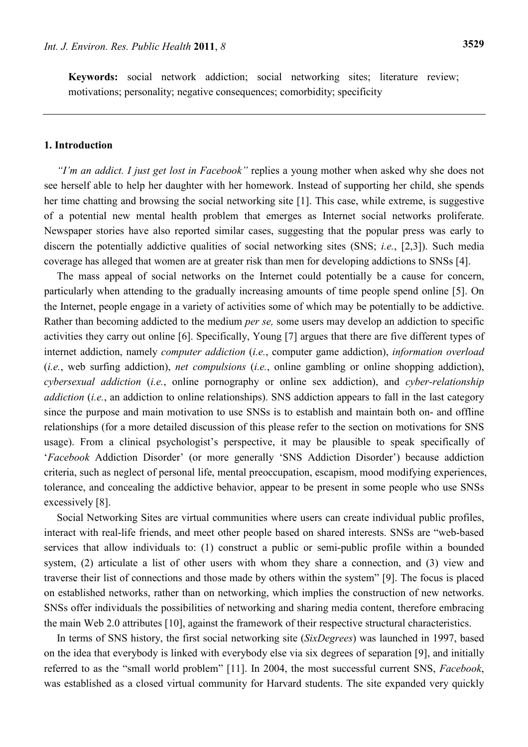**Keywords:** social network addiction; social networking sites; literature review; motivations; personality; negative consequences; comorbidity; specificity

## 1. Introduction

*"I'm an addict. I just get lost in Facebook"* replies a young mother when asked why she does not see herself able to help her daughter with her homework. Instead of supporting her child, she spends her time chatting and browsing the social networking site [1]. This case, while extreme, is suggestive of a potential new mental health problem that emerges as Internet social networks proliferate. Newspaper stories have also reported similar cases, suggesting that the popular press was early to discern the potentially addictive qualities of social networking sites (SNS; *i.e.*, [2,3]). Such media coverage has alleged that women are at greater risk than men for developing addictions to SNSs [4].

The mass appeal of social networks on the Internet could potentially be a cause for concern, particularly when attending to the gradually increasing amounts of time people spend online [5]. On the Internet, people engage in a variety of activities some of which may be potentially to be addictive. Rather than becoming addicted to the medium *per se,* some users may develop an addiction to specific activities they carry out online [6]. Specifically, Young [7] argues that there are five different types of internet addiction, namely *computer addiction* (*i.e.*, computer game addiction), *information overload* (*i.e.*, web surfing addiction), *net compulsions* (*i.e.*, online gambling or online shopping addiction), *cybersexual addiction* (*i.e.*, online pornography or online sex addiction), and *cyber-relationship addiction* (*i.e.*, an addiction to online relationships). SNS addiction appears to fall in the last category since the purpose and main motivation to use SNSs is to establish and maintain both on- and offline relationships (for a more detailed discussion of this please refer to the section on motivations for SNS usage). From a clinical psychologist's perspective, it may be plausible to speak specifically of '*Facebook* Addiction Disorder' (or more generally 'SNS Addiction Disorder') because addiction criteria, such as neglect of personal life, mental preoccupation, escapism, mood modifying experiences, tolerance, and concealing the addictive behavior, appear to be present in some people who use SNSs excessively [8].

Social Networking Sites are virtual communities where users can create individual public profiles, interact with real-life friends, and meet other people based on shared interests. SNSs are "web-based services that allow individuals to: (1) construct a public or semi-public profile within a bounded system, (2) articulate a list of other users with whom they share a connection, and (3) view and traverse their list of connections and those made by others within the system" [9]. The focus is placed on established networks, rather than on networking, which implies the construction of new networks. SNSs offer individuals the possibilities of networking and sharing media content, therefore embracing the main Web 2.0 attributes [10], against the framework of their respective structural characteristics.

In terms of SNS history, the first social networking site (*SixDegrees*) was launched in 1997, based on the idea that everybody is linked with everybody else via six degrees of separation [9], and initially referred to as the "small world problem" [11]. In 2004, the most successful current SNS, *Facebook*, was established as a closed virtual community for Harvard students. The site expanded very quickly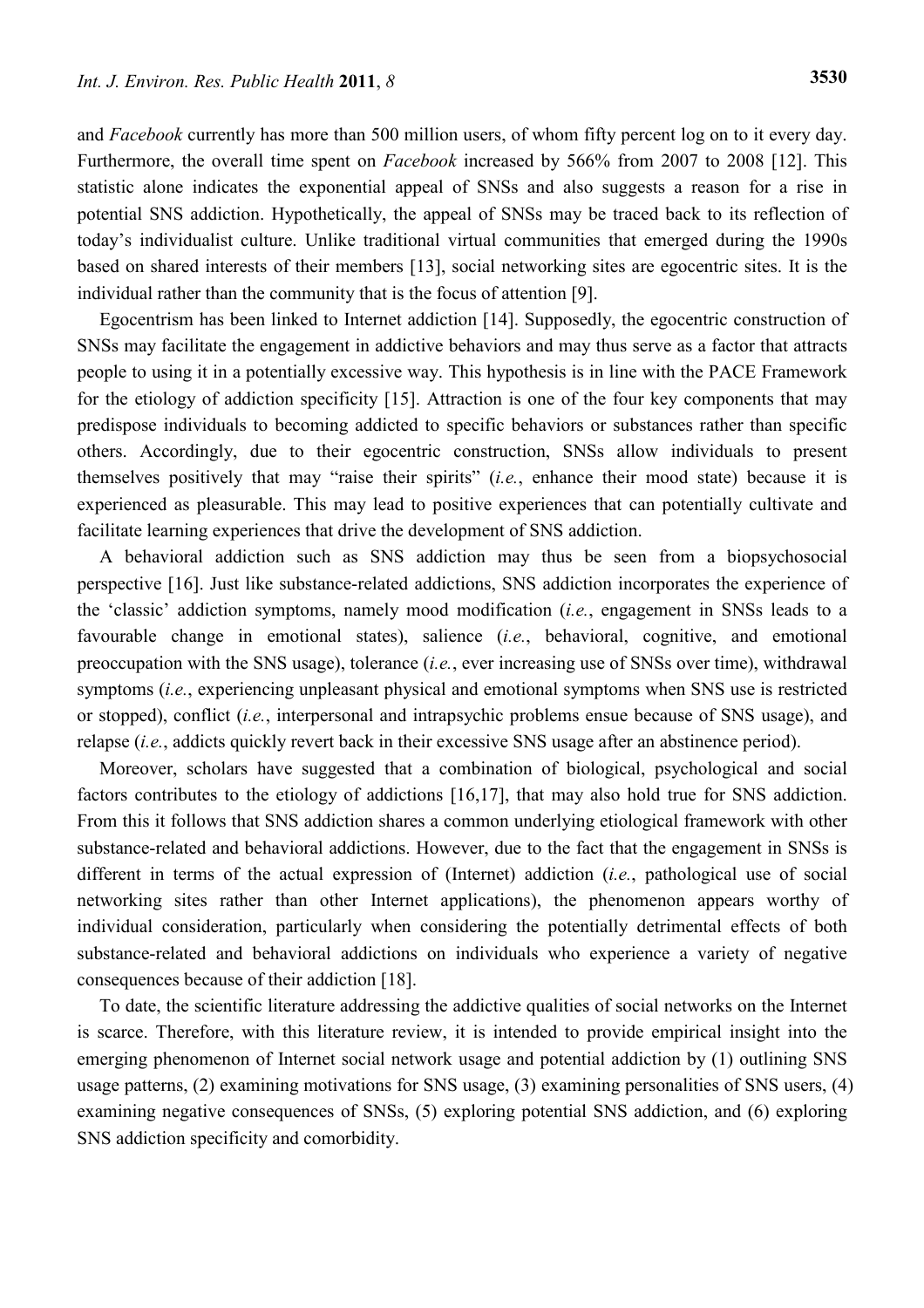and *Facebook* currently has more than 500 million users, of whom fifty percent log on to it every day. Furthermore, the overall time spent on *Facebook* increased by 566% from 2007 to 2008 [12]. This statistic alone indicates the exponential appeal of SNSs and also suggests a reason for a rise in potential SNS addiction. Hypothetically, the appeal of SNSs may be traced back to its reflection of today's individualist culture. Unlike traditional virtual communities that emerged during the 1990s based on shared interests of their members [13], social networking sites are egocentric sites. It is the individual rather than the community that is the focus of attention [9].

Egocentrism has been linked to Internet addiction [14]. Supposedly, the egocentric construction of SNSs may facilitate the engagement in addictive behaviors and may thus serve as a factor that attracts people to using it in a potentially excessive way. This hypothesis is in line with the PACE Framework for the etiology of addiction specificity [15]. Attraction is one of the four key components that may predispose individuals to becoming addicted to specific behaviors or substances rather than specific others. Accordingly, due to their egocentric construction, SNSs allow individuals to present themselves positively that may "raise their spirits" (*i.e.*, enhance their mood state) because it is experienced as pleasurable. This may lead to positive experiences that can potentially cultivate and facilitate learning experiences that drive the development of SNS addiction.

A behavioral addiction such as SNS addiction may thus be seen from a biopsychosocial perspective [16]. Just like substance-related addictions, SNS addiction incorporates the experience of the 'classic' addiction symptoms, namely mood modification (*i.e.*, engagement in SNSs leads to a favourable change in emotional states), salience (*i.e.*, behavioral, cognitive, and emotional preoccupation with the SNS usage), tolerance (*i.e.*, ever increasing use of SNSs over time), withdrawal symptoms (*i.e.*, experiencing unpleasant physical and emotional symptoms when SNS use is restricted or stopped), conflict (*i.e.*, interpersonal and intrapsychic problems ensue because of SNS usage), and relapse (*i.e.*, addicts quickly revert back in their excessive SNS usage after an abstinence period).

Moreover, scholars have suggested that a combination of biological, psychological and social factors contributes to the etiology of addictions [16,17], that may also hold true for SNS addiction. From this it follows that SNS addiction shares a common underlying etiological framework with other substance-related and behavioral addictions. However, due to the fact that the engagement in SNSs is different in terms of the actual expression of (Internet) addiction (*i.e.*, pathological use of social networking sites rather than other Internet applications), the phenomenon appears worthy of individual consideration, particularly when considering the potentially detrimental effects of both substance-related and behavioral addictions on individuals who experience a variety of negative consequences because of their addiction [18].

To date, the scientific literature addressing the addictive qualities of social networks on the Internet is scarce. Therefore, with this literature review, it is intended to provide empirical insight into the emerging phenomenon of Internet social network usage and potential addiction by (1) outlining SNS usage patterns, (2) examining motivations for SNS usage, (3) examining personalities of SNS users, (4) examining negative consequences of SNSs, (5) exploring potential SNS addiction, and (6) exploring SNS addiction specificity and comorbidity.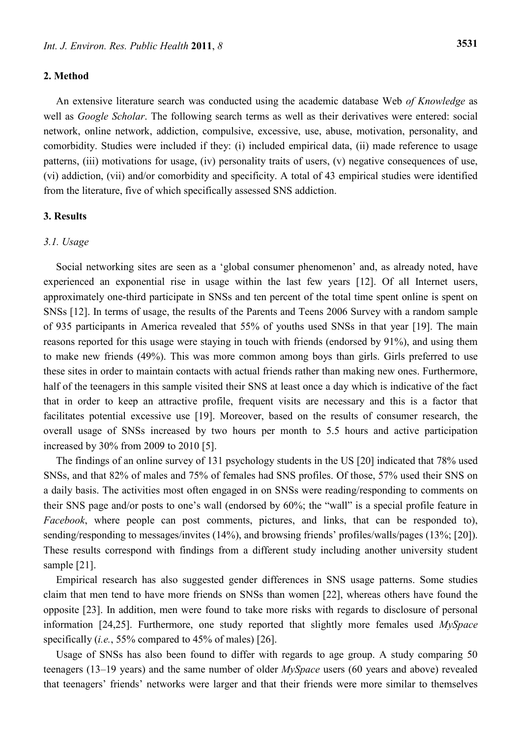## 2. Method

An extensive literature search was conducted using the academic database Web *of Knowledge* as well as *Google Scholar*. The following search terms as well as their derivatives were entered: social network, online network, addiction, compulsive, excessive, use, abuse, motivation, personality, and comorbidity. Studies were included if they: (i) included empirical data, (ii) made reference to usage patterns, (iii) motivations for usage, (iv) personality traits of users, (v) negative consequences of use, (vi) addiction, (vii) and/or comorbidity and specificity. A total of 43 empirical studies were identified from the literature, five of which specifically assessed SNS addiction.

## 3. Results

### *3.1. Usage*

Social networking sites are seen as a 'global consumer phenomenon' and, as already noted, have experienced an exponential rise in usage within the last few years [12]. Of all Internet users, approximately one-third participate in SNSs and ten percent of the total time spent online is spent on SNSs [12]. In terms of usage, the results of the Parents and Teens 2006 Survey with a random sample of 935 participants in America revealed that 55% of youths used SNSs in that year [19]. The main reasons reported for this usage were staying in touch with friends (endorsed by 91%), and using them to make new friends (49%). This was more common among boys than girls. Girls preferred to use these sites in order to maintain contacts with actual friends rather than making new ones. Furthermore, half of the teenagers in this sample visited their SNS at least once a day which is indicative of the fact that in order to keep an attractive profile, frequent visits are necessary and this is a factor that facilitates potential excessive use [19]. Moreover, based on the results of consumer research, the overall usage of SNSs increased by two hours per month to 5.5 hours and active participation increased by 30% from 2009 to 2010 [5].

The findings of an online survey of 131 psychology students in the US [20] indicated that 78% used SNSs, and that 82% of males and 75% of females had SNS profiles. Of those, 57% used their SNS on a daily basis. The activities most often engaged in on SNSs were reading/responding to comments on their SNS page and/or posts to one's wall (endorsed by 60%; the "wall" is a special profile feature in *Facebook*, where people can post comments, pictures, and links, that can be responded to), sending/responding to messages/invites (14%), and browsing friends' profiles/walls/pages (13%; [20]). These results correspond with findings from a different study including another university student sample [21].

Empirical research has also suggested gender differences in SNS usage patterns. Some studies claim that men tend to have more friends on SNSs than women [22], whereas others have found the opposite [23]. In addition, men were found to take more risks with regards to disclosure of personal information [24,25]. Furthermore, one study reported that slightly more females used *MySpace* specifically (*i.e.*, 55% compared to 45% of males) [26].

Usage of SNSs has also been found to differ with regards to age group. A study comparing 50 teenagers (13–19 years) and the same number of older *MySpace* users (60 years and above) revealed that teenagers' friends' networks were larger and that their friends were more similar to themselves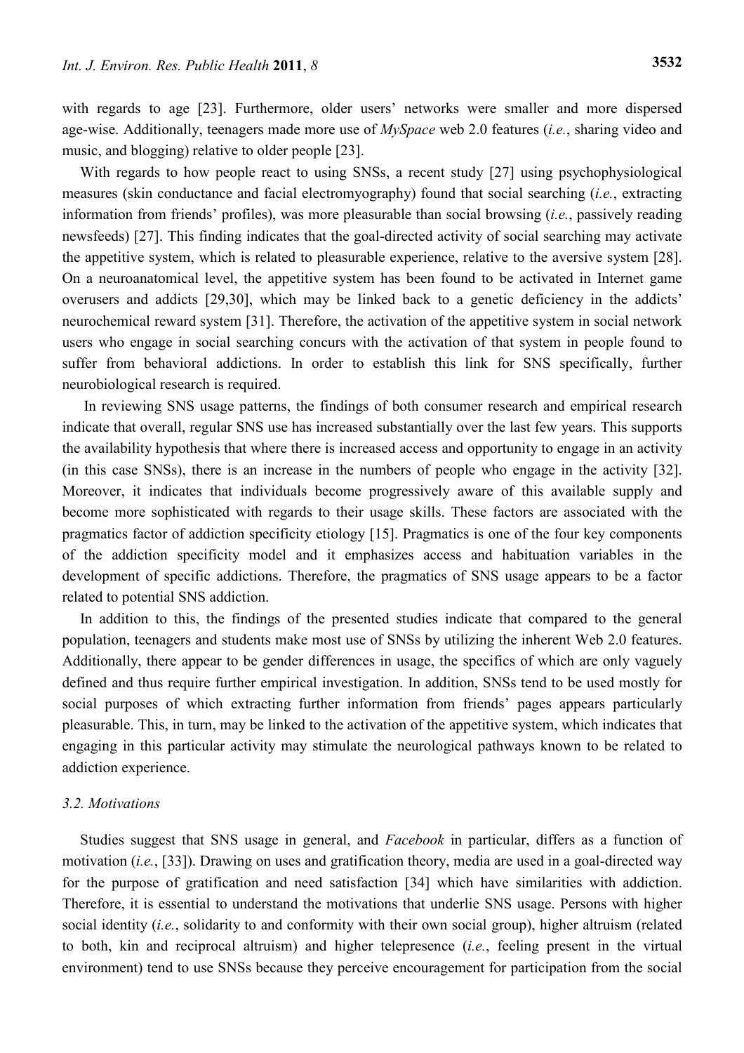with regards to age [23]. Furthermore, older users' networks were smaller and more dispersed age-wise. Additionally, teenagers made more use of *MySpace* web 2.0 features (*i.e.*, sharing video and music, and blogging) relative to older people [23].

With regards to how people react to using SNSs, a recent study [27] using psychophysiological measures (skin conductance and facial electromyography) found that social searching (*i.e.*, extracting information from friends' profiles), was more pleasurable than social browsing (*i.e.*, passively reading newsfeeds) [27]. This finding indicates that the goal-directed activity of social searching may activate the appetitive system, which is related to pleasurable experience, relative to the aversive system [28]. On a neuroanatomical level, the appetitive system has been found to be activated in Internet game overusers and addicts [29,30], which may be linked back to a genetic deficiency in the addicts' neurochemical reward system [31]. Therefore, the activation of the appetitive system in social network users who engage in social searching concurs with the activation of that system in people found to suffer from behavioral addictions. In order to establish this link for SNS specifically, further neurobiological research is required.

In reviewing SNS usage patterns, the findings of both consumer research and empirical research indicate that overall, regular SNS use has increased substantially over the last few years. This supports the availability hypothesis that where there is increased access and opportunity to engage in an activity (in this case SNSs), there is an increase in the numbers of people who engage in the activity [32]. Moreover, it indicates that individuals become progressively aware of this available supply and become more sophisticated with regards to their usage skills. These factors are associated with the pragmatics factor of addiction specificity etiology [15]. Pragmatics is one of the four key components of the addiction specificity model and it emphasizes access and habituation variables in the development of specific addictions. Therefore, the pragmatics of SNS usage appears to be a factor related to potential SNS addiction.

In addition to this, the findings of the presented studies indicate that compared to the general population, teenagers and students make most use of SNSs by utilizing the inherent Web 2.0 features. Additionally, there appear to be gender differences in usage, the specifics of which are only vaguely defined and thus require further empirical investigation. In addition, SNSs tend to be used mostly for social purposes of which extracting further information from friends' pages appears particularly pleasurable. This, in turn, may be linked to the activation of the appetitive system, which indicates that engaging in this particular activity may stimulate the neurological pathways known to be related to addiction experience.

### *3.2. Motivations*

Studies suggest that SNS usage in general, and *Facebook* in particular, differs as a function of motivation (*i.e.*, [33]). Drawing on uses and gratification theory, media are used in a goal-directed way for the purpose of gratification and need satisfaction [34] which have similarities with addiction. Therefore, it is essential to understand the motivations that underlie SNS usage. Persons with higher social identity (*i.e.*, solidarity to and conformity with their own social group), higher altruism (related to both, kin and reciprocal altruism) and higher telepresence (*i.e.*, feeling present in the virtual environment) tend to use SNSs because they perceive encouragement for participation from the social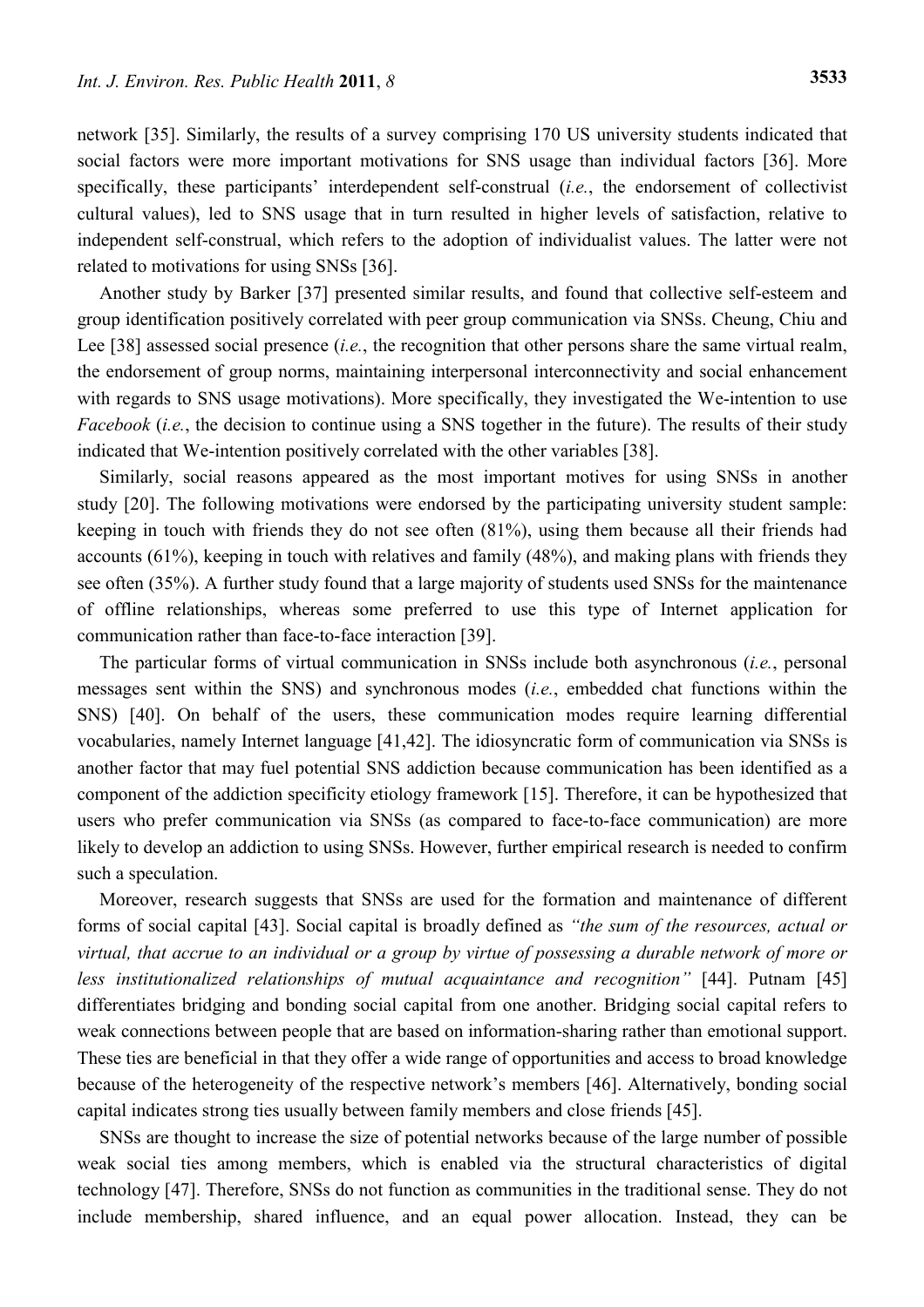network [35]. Similarly, the results of a survey comprising 170 US university students indicated that social factors were more important motivations for SNS usage than individual factors [36]. More specifically, these participants' interdependent self-construal (*i.e.*, the endorsement of collectivist cultural values), led to SNS usage that in turn resulted in higher levels of satisfaction, relative to independent self-construal, which refers to the adoption of individualist values. The latter were not related to motivations for using SNSs [36].

Another study by Barker [37] presented similar results, and found that collective self-esteem and group identification positively correlated with peer group communication via SNSs. Cheung, Chiu and Lee [38] assessed social presence (*i.e.*, the recognition that other persons share the same virtual realm, the endorsement of group norms, maintaining interpersonal interconnectivity and social enhancement with regards to SNS usage motivations). More specifically, they investigated the We-intention to use *Facebook* (*i.e.*, the decision to continue using a SNS together in the future). The results of their study indicated that We-intention positively correlated with the other variables [38].

Similarly, social reasons appeared as the most important motives for using SNSs in another study [20]. The following motivations were endorsed by the participating university student sample: keeping in touch with friends they do not see often (81%), using them because all their friends had accounts (61%), keeping in touch with relatives and family (48%), and making plans with friends they see often (35%). A further study found that a large majority of students used SNSs for the maintenance of offline relationships, whereas some preferred to use this type of Internet application for communication rather than face-to-face interaction [39].

The particular forms of virtual communication in SNSs include both asynchronous (*i.e.*, personal messages sent within the SNS) and synchronous modes (*i.e.*, embedded chat functions within the SNS) [40]. On behalf of the users, these communication modes require learning differential vocabularies, namely Internet language [41,42]. The idiosyncratic form of communication via SNSs is another factor that may fuel potential SNS addiction because communication has been identified as a component of the addiction specificity etiology framework [15]. Therefore, it can be hypothesized that users who prefer communication via SNSs (as compared to face-to-face communication) are more likely to develop an addiction to using SNSs. However, further empirical research is needed to confirm such a speculation.

Moreover, research suggests that SNSs are used for the formation and maintenance of different forms of social capital [43]. Social capital is broadly defined as *"the sum of the resources, actual or virtual, that accrue to an individual or a group by virtue of possessing a durable network of more or less institutionalized relationships of mutual acquaintance and recognition"* [44]. Putnam [45] differentiates bridging and bonding social capital from one another. Bridging social capital refers to weak connections between people that are based on information-sharing rather than emotional support. These ties are beneficial in that they offer a wide range of opportunities and access to broad knowledge because of the heterogeneity of the respective network's members [46]. Alternatively, bonding social capital indicates strong ties usually between family members and close friends [45].

SNSs are thought to increase the size of potential networks because of the large number of possible weak social ties among members, which is enabled via the structural characteristics of digital technology [47]. Therefore, SNSs do not function as communities in the traditional sense. They do not include membership, shared influence, and an equal power allocation. Instead, they can be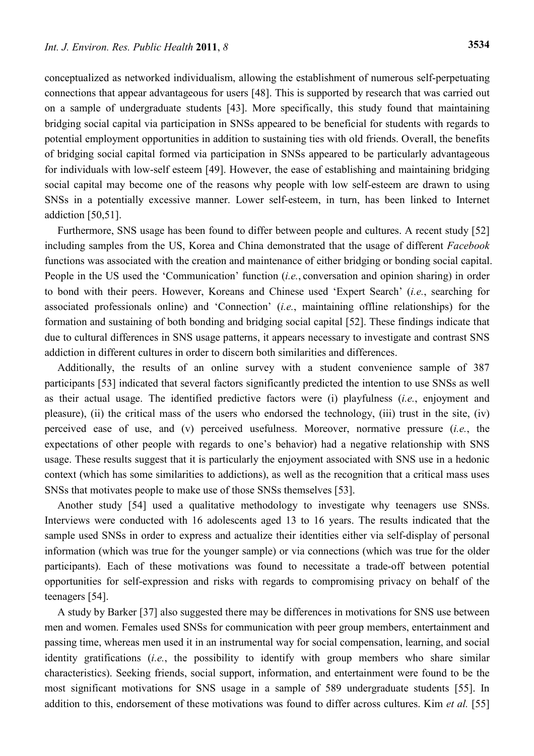conceptualized as networked individualism, allowing the establishment of numerous self-perpetuating connections that appear advantageous for users [48]. This is supported by research that was carried out on a sample of undergraduate students [43]. More specifically, this study found that maintaining bridging social capital via participation in SNSs appeared to be beneficial for students with regards to potential employment opportunities in addition to sustaining ties with old friends. Overall, the benefits of bridging social capital formed via participation in SNSs appeared to be particularly advantageous for individuals with low-self esteem [49]. However, the ease of establishing and maintaining bridging social capital may become one of the reasons why people with low self-esteem are drawn to using SNSs in a potentially excessive manner. Lower self-esteem, in turn, has been linked to Internet addiction [50,51].

Furthermore, SNS usage has been found to differ between people and cultures. A recent study [52] including samples from the US, Korea and China demonstrated that the usage of different *Facebook* functions was associated with the creation and maintenance of either bridging or bonding social capital. People in the US used the 'Communication' function (*i.e.*, conversation and opinion sharing) in order to bond with their peers. However, Koreans and Chinese used 'Expert Search' (*i.e.*, searching for associated professionals online) and 'Connection' (*i.e.*, maintaining offline relationships) for the formation and sustaining of both bonding and bridging social capital [52]. These findings indicate that due to cultural differences in SNS usage patterns, it appears necessary to investigate and contrast SNS addiction in different cultures in order to discern both similarities and differences.

Additionally, the results of an online survey with a student convenience sample of 387 participants [53] indicated that several factors significantly predicted the intention to use SNSs as well as their actual usage. The identified predictive factors were (i) playfulness (*i.e.*, enjoyment and pleasure), (ii) the critical mass of the users who endorsed the technology, (iii) trust in the site, (iv) perceived ease of use, and (v) perceived usefulness. Moreover, normative pressure (*i.e.*, the expectations of other people with regards to one's behavior) had a negative relationship with SNS usage. These results suggest that it is particularly the enjoyment associated with SNS use in a hedonic context (which has some similarities to addictions), as well as the recognition that a critical mass uses SNSs that motivates people to make use of those SNSs themselves [53].

Another study [54] used a qualitative methodology to investigate why teenagers use SNSs. Interviews were conducted with 16 adolescents aged 13 to 16 years. The results indicated that the sample used SNSs in order to express and actualize their identities either via self-display of personal information (which was true for the younger sample) or via connections (which was true for the older participants). Each of these motivations was found to necessitate a trade-off between potential opportunities for self-expression and risks with regards to compromising privacy on behalf of the teenagers [54].

A study by Barker [37] also suggested there may be differences in motivations for SNS use between men and women. Females used SNSs for communication with peer group members, entertainment and passing time, whereas men used it in an instrumental way for social compensation, learning, and social identity gratifications (*i.e.*, the possibility to identify with group members who share similar characteristics). Seeking friends, social support, information, and entertainment were found to be the most significant motivations for SNS usage in a sample of 589 undergraduate students [55]. In addition to this, endorsement of these motivations was found to differ across cultures. Kim *et al.* [55]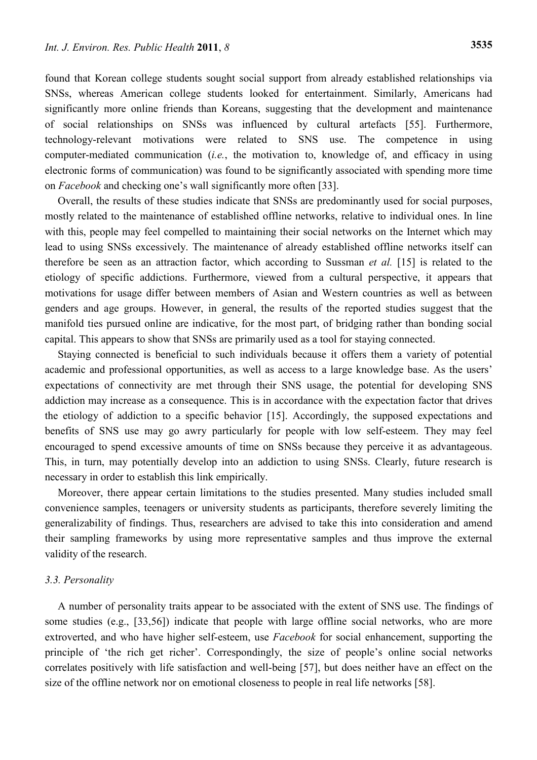found that Korean college students sought social support from already established relationships via SNSs, whereas American college students looked for entertainment. Similarly, Americans had significantly more online friends than Koreans, suggesting that the development and maintenance of social relationships on SNSs was influenced by cultural artefacts [55]. Furthermore, technology-relevant motivations were related to SNS use. The competence in using computer-mediated communication (*i.e.*, the motivation to, knowledge of, and efficacy in using electronic forms of communication) was found to be significantly associated with spending more time on *Facebook* and checking one's wall significantly more often [33].

Overall, the results of these studies indicate that SNSs are predominantly used for social purposes, mostly related to the maintenance of established offline networks, relative to individual ones. In line with this, people may feel compelled to maintaining their social networks on the Internet which may lead to using SNSs excessively. The maintenance of already established offline networks itself can therefore be seen as an attraction factor, which according to Sussman *et al.* [15] is related to the etiology of specific addictions. Furthermore, viewed from a cultural perspective, it appears that motivations for usage differ between members of Asian and Western countries as well as between genders and age groups. However, in general, the results of the reported studies suggest that the manifold ties pursued online are indicative, for the most part, of bridging rather than bonding social capital. This appears to show that SNSs are primarily used as a tool for staying connected.

Staying connected is beneficial to such individuals because it offers them a variety of potential academic and professional opportunities, as well as access to a large knowledge base. As the users' expectations of connectivity are met through their SNS usage, the potential for developing SNS addiction may increase as a consequence. This is in accordance with the expectation factor that drives the etiology of addiction to a specific behavior [15]. Accordingly, the supposed expectations and benefits of SNS use may go awry particularly for people with low self-esteem. They may feel encouraged to spend excessive amounts of time on SNSs because they perceive it as advantageous. This, in turn, may potentially develop into an addiction to using SNSs. Clearly, future research is necessary in order to establish this link empirically.

Moreover, there appear certain limitations to the studies presented. Many studies included small convenience samples, teenagers or university students as participants, therefore severely limiting the generalizability of findings. Thus, researchers are advised to take this into consideration and amend their sampling frameworks by using more representative samples and thus improve the external validity of the research.

### *3.3. Personality*

A number of personality traits appear to be associated with the extent of SNS use. The findings of some studies (e.g., [33,56]) indicate that people with large offline social networks, who are more extroverted, and who have higher self-esteem, use *Facebook* for social enhancement, supporting the principle of 'the rich get richer'. Correspondingly, the size of people's online social networks correlates positively with life satisfaction and well-being [57], but does neither have an effect on the size of the offline network nor on emotional closeness to people in real life networks [58].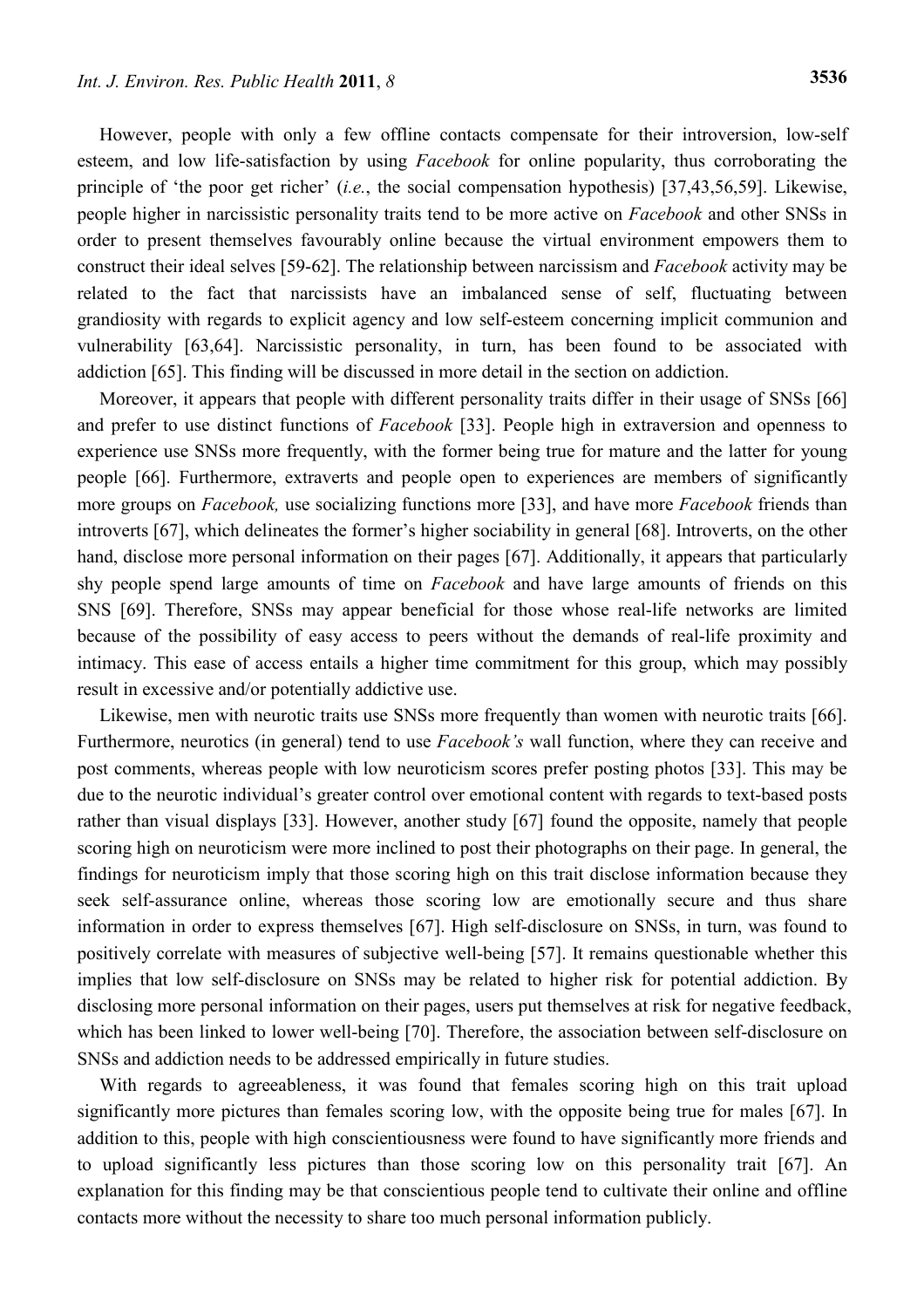However, people with only a few offline contacts compensate for their introversion, low-self esteem, and low life-satisfaction by using *Facebook* for online popularity, thus corroborating the principle of 'the poor get richer' (*i.e.*, the social compensation hypothesis) [37,43,56,59]. Likewise, people higher in narcissistic personality traits tend to be more active on *Facebook* and other SNSs in order to present themselves favourably online because the virtual environment empowers them to construct their ideal selves [59-62]. The relationship between narcissism and *Facebook* activity may be related to the fact that narcissists have an imbalanced sense of self, fluctuating between grandiosity with regards to explicit agency and low self-esteem concerning implicit communion and vulnerability [63,64]. Narcissistic personality, in turn, has been found to be associated with addiction [65]. This finding will be discussed in more detail in the section on addiction.

Moreover, it appears that people with different personality traits differ in their usage of SNSs [66] and prefer to use distinct functions of *Facebook* [33]. People high in extraversion and openness to experience use SNSs more frequently, with the former being true for mature and the latter for young people [66]. Furthermore, extraverts and people open to experiences are members of significantly more groups on *Facebook,* use socializing functions more [33], and have more *Facebook* friends than introverts [67], which delineates the former's higher sociability in general [68]. Introverts, on the other hand, disclose more personal information on their pages [67]. Additionally, it appears that particularly shy people spend large amounts of time on *Facebook* and have large amounts of friends on this SNS [69]. Therefore, SNSs may appear beneficial for those whose real-life networks are limited because of the possibility of easy access to peers without the demands of real-life proximity and intimacy. This ease of access entails a higher time commitment for this group, which may possibly result in excessive and/or potentially addictive use.

Likewise, men with neurotic traits use SNSs more frequently than women with neurotic traits [66]. Furthermore, neurotics (in general) tend to use *Facebook's* wall function, where they can receive and post comments, whereas people with low neuroticism scores prefer posting photos [33]. This may be due to the neurotic individual's greater control over emotional content with regards to text-based posts rather than visual displays [33]. However, another study [67] found the opposite, namely that people scoring high on neuroticism were more inclined to post their photographs on their page. In general, the findings for neuroticism imply that those scoring high on this trait disclose information because they seek self-assurance online, whereas those scoring low are emotionally secure and thus share information in order to express themselves [67]. High self-disclosure on SNSs, in turn, was found to positively correlate with measures of subjective well-being [57]. It remains questionable whether this implies that low self-disclosure on SNSs may be related to higher risk for potential addiction. By disclosing more personal information on their pages, users put themselves at risk for negative feedback, which has been linked to lower well-being [70]. Therefore, the association between self-disclosure on SNSs and addiction needs to be addressed empirically in future studies.

With regards to agreeableness, it was found that females scoring high on this trait upload significantly more pictures than females scoring low, with the opposite being true for males [67]. In addition to this, people with high conscientiousness were found to have significantly more friends and to upload significantly less pictures than those scoring low on this personality trait [67]. An explanation for this finding may be that conscientious people tend to cultivate their online and offline contacts more without the necessity to share too much personal information publicly.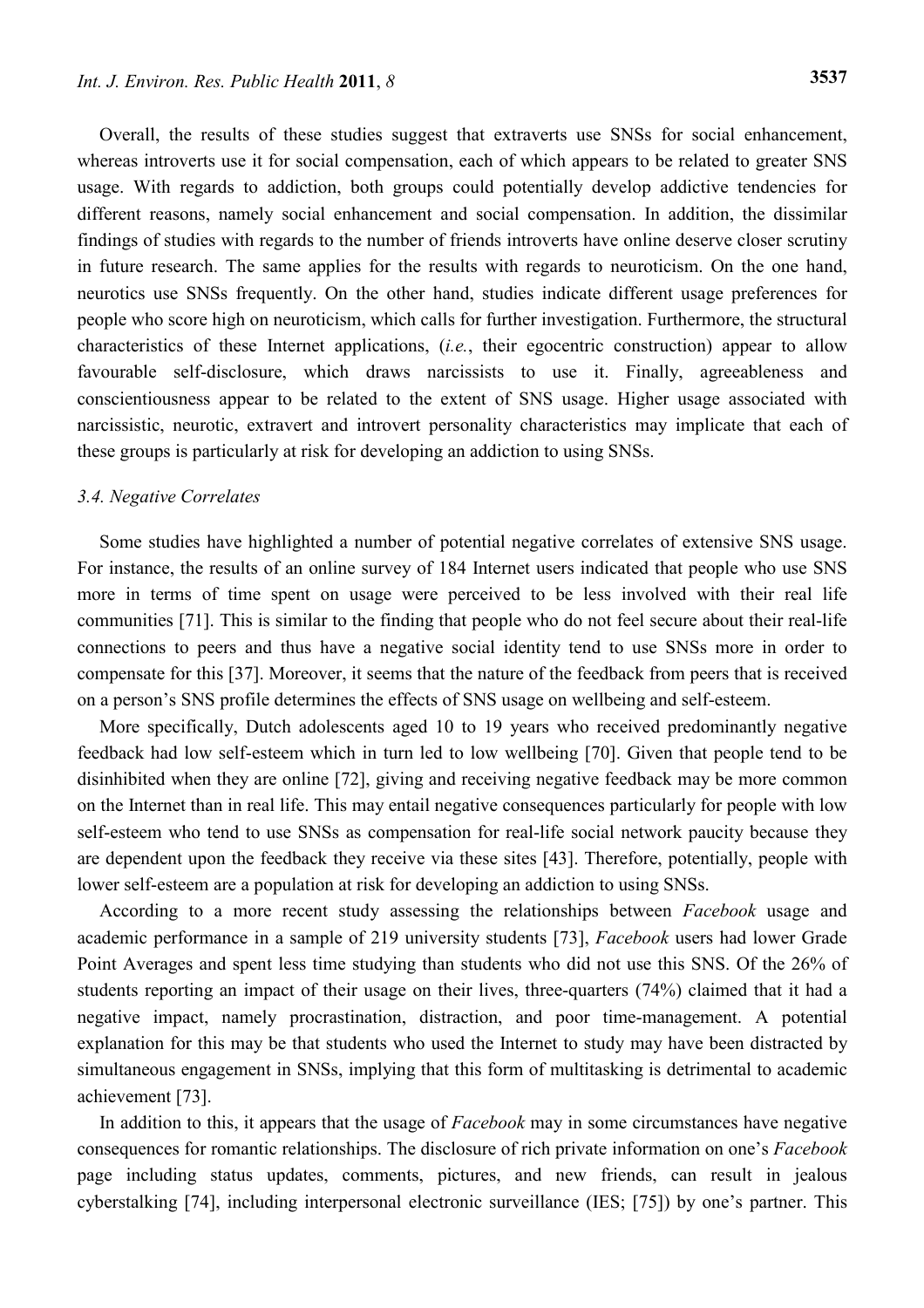Overall, the results of these studies suggest that extraverts use SNSs for social enhancement, whereas introverts use it for social compensation, each of which appears to be related to greater SNS usage. With regards to addiction, both groups could potentially develop addictive tendencies for different reasons, namely social enhancement and social compensation. In addition, the dissimilar findings of studies with regards to the number of friends introverts have online deserve closer scrutiny in future research. The same applies for the results with regards to neuroticism. On the one hand, neurotics use SNSs frequently. On the other hand, studies indicate different usage preferences for people who score high on neuroticism, which calls for further investigation. Furthermore, the structural characteristics of these Internet applications, (*i.e.*, their egocentric construction) appear to allow favourable self-disclosure, which draws narcissists to use it. Finally, agreeableness and conscientiousness appear to be related to the extent of SNS usage. Higher usage associated with narcissistic, neurotic, extravert and introvert personality characteristics may implicate that each of these groups is particularly at risk for developing an addiction to using SNSs.

### *3.4. Negative Correlates*

Some studies have highlighted a number of potential negative correlates of extensive SNS usage. For instance, the results of an online survey of 184 Internet users indicated that people who use SNS more in terms of time spent on usage were perceived to be less involved with their real life communities [71]. This is similar to the finding that people who do not feel secure about their real-life connections to peers and thus have a negative social identity tend to use SNSs more in order to compensate for this [37]. Moreover, it seems that the nature of the feedback from peers that is received on a person's SNS profile determines the effects of SNS usage on wellbeing and self-esteem.

More specifically, Dutch adolescents aged 10 to 19 years who received predominantly negative feedback had low self-esteem which in turn led to low wellbeing [70]. Given that people tend to be disinhibited when they are online [72], giving and receiving negative feedback may be more common on the Internet than in real life. This may entail negative consequences particularly for people with low self-esteem who tend to use SNSs as compensation for real-life social network paucity because they are dependent upon the feedback they receive via these sites [43]. Therefore, potentially, people with lower self-esteem are a population at risk for developing an addiction to using SNSs.

According to a more recent study assessing the relationships between *Facebook* usage and academic performance in a sample of 219 university students [73], *Facebook* users had lower Grade Point Averages and spent less time studying than students who did not use this SNS. Of the 26% of students reporting an impact of their usage on their lives, three-quarters (74%) claimed that it had a negative impact, namely procrastination, distraction, and poor time-management. A potential explanation for this may be that students who used the Internet to study may have been distracted by simultaneous engagement in SNSs, implying that this form of multitasking is detrimental to academic achievement [73].

In addition to this, it appears that the usage of *Facebook* may in some circumstances have negative consequences for romantic relationships. The disclosure of rich private information on one's *Facebook* page including status updates, comments, pictures, and new friends, can result in jealous cyberstalking [74], including interpersonal electronic surveillance (IES; [75]) by one's partner. This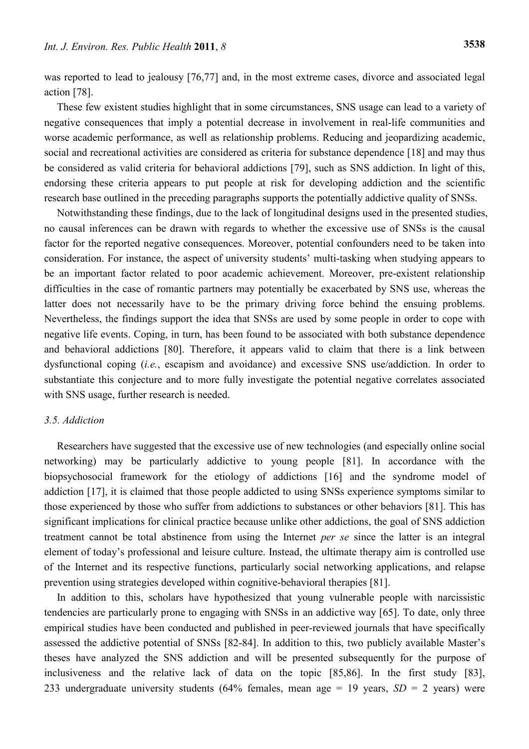was reported to lead to jealousy [76,77] and, in the most extreme cases, divorce and associated legal action [78].

These few existent studies highlight that in some circumstances, SNS usage can lead to a variety of negative consequences that imply a potential decrease in involvement in real-life communities and worse academic performance, as well as relationship problems. Reducing and jeopardizing academic, social and recreational activities are considered as criteria for substance dependence [18] and may thus be considered as valid criteria for behavioral addictions [79], such as SNS addiction. In light of this, endorsing these criteria appears to put people at risk for developing addiction and the scientific research base outlined in the preceding paragraphs supports the potentially addictive quality of SNSs.

Notwithstanding these findings, due to the lack of longitudinal designs used in the presented studies, no causal inferences can be drawn with regards to whether the excessive use of SNSs is the causal factor for the reported negative consequences. Moreover, potential confounders need to be taken into consideration. For instance, the aspect of university students' multi-tasking when studying appears to be an important factor related to poor academic achievement. Moreover, pre-existent relationship difficulties in the case of romantic partners may potentially be exacerbated by SNS use, whereas the latter does not necessarily have to be the primary driving force behind the ensuing problems. Nevertheless, the findings support the idea that SNSs are used by some people in order to cope with negative life events. Coping, in turn, has been found to be associated with both substance dependence and behavioral addictions [80]. Therefore, it appears valid to claim that there is a link between dysfunctional coping (*i.e.*, escapism and avoidance) and excessive SNS use/addiction. In order to substantiate this conjecture and to more fully investigate the potential negative correlates associated with SNS usage, further research is needed.

### 3.5. Addiction

Researchers have suggested that the excessive use of new technologies (and especially online social networking) may be particularly addictive to young people [81]. In accordance with the biopsychosocial framework for the etiology of addictions [16] and the syndrome model of addiction [17], it is claimed that those people addicted to using SNSs experience symptoms similar to those experienced by those who suffer from addictions to substances or other behaviors [81]. This has significant implications for clinical practice because unlike other addictions, the goal of SNS addiction treatment cannot be total abstinence from using the Internet *per se* since the latter is an integral element of today's professional and leisure culture. Instead, the ultimate therapy aim is controlled use of the Internet and its respective functions, particularly social networking applications, and relapse prevention using strategies developed within cognitive-behavioral therapies [81].

In addition to this, scholars have hypothesized that young vulnerable people with narcissistic tendencies are particularly prone to engaging with SNSs in an addictive way [65]. To date, only three empirical studies have been conducted and published in peer-reviewed journals that have specifically assessed the addictive potential of SNSs [82-84]. In addition to this, two publicly available Master's theses have analyzed the SNS addiction and will be presented subsequently for the purpose of inclusiveness and the relative lack of data on the topic [85,86]. In the first study [83], 233 undergraduate university students (64% females, mean age = 19 years, *SD* = 2 years) were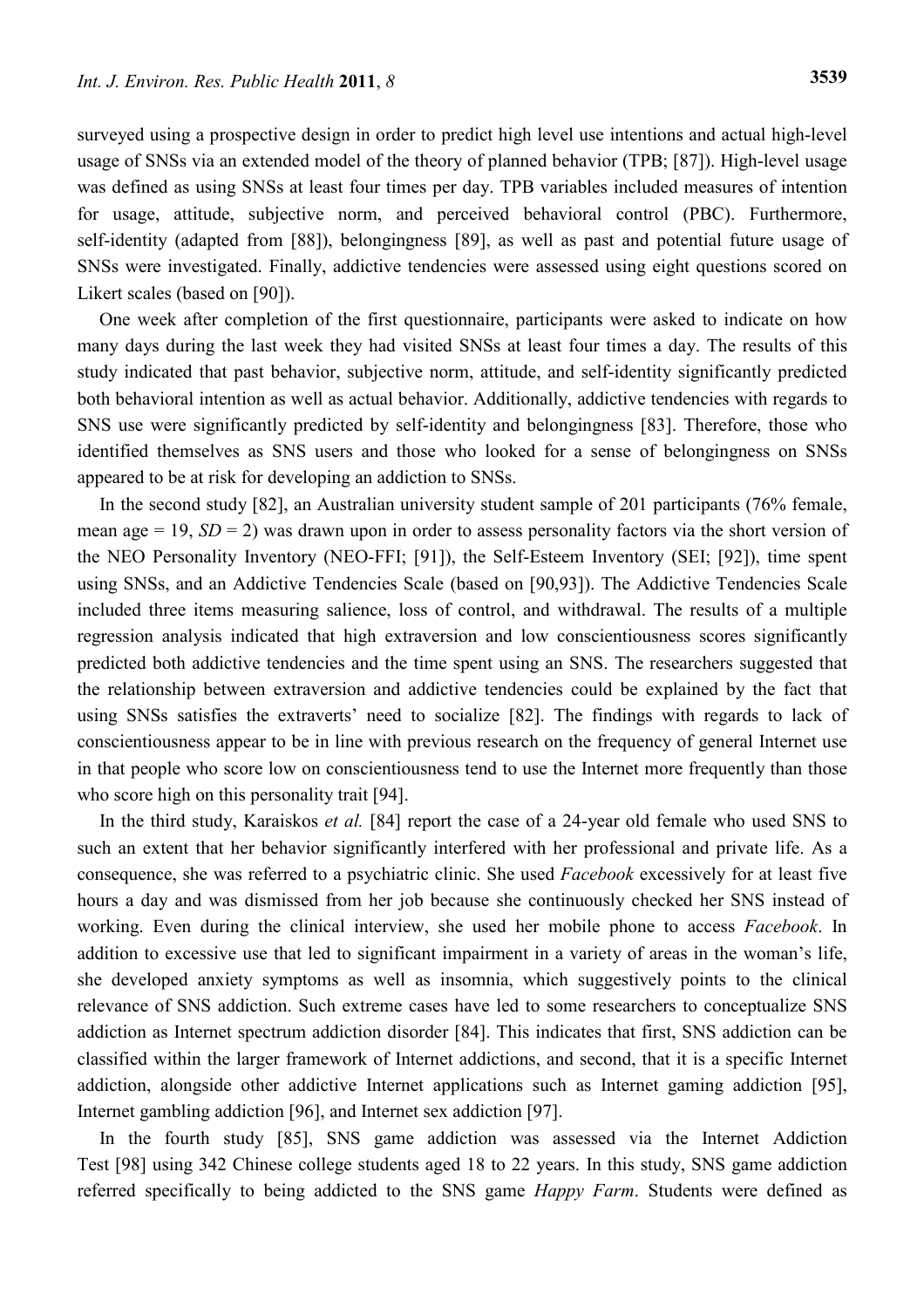surveyed using a prospective design in order to predict high level use intentions and actual high-level usage of SNSs via an extended model of the theory of planned behavior (TPB; [87]). High-level usage was defined as using SNSs at least four times per day. TPB variables included measures of intention for usage, attitude, subjective norm, and perceived behavioral control (PBC). Furthermore, self-identity (adapted from [88]), belongingness [89], as well as past and potential future usage of SNSs were investigated. Finally, addictive tendencies were assessed using eight questions scored on Likert scales (based on [90]).

One week after completion of the first questionnaire, participants were asked to indicate on how many days during the last week they had visited SNSs at least four times a day. The results of this study indicated that past behavior, subjective norm, attitude, and self-identity significantly predicted both behavioral intention as well as actual behavior. Additionally, addictive tendencies with regards to SNS use were significantly predicted by self-identity and belongingness [83]. Therefore, those who identified themselves as SNS users and those who looked for a sense of belongingness on SNSs appeared to be at risk for developing an addiction to SNSs.

In the second study [82], an Australian university student sample of 201 participants (76% female, mean age = 19, *SD* = 2) was drawn upon in order to assess personality factors via the short version of the NEO Personality Inventory (NEO-FFI; [91]), the Self-Esteem Inventory (SEI; [92]), time spent using SNSs, and an Addictive Tendencies Scale (based on [90,93]). The Addictive Tendencies Scale included three items measuring salience, loss of control, and withdrawal. The results of a multiple regression analysis indicated that high extraversion and low conscientiousness scores significantly predicted both addictive tendencies and the time spent using an SNS. The researchers suggested that the relationship between extraversion and addictive tendencies could be explained by the fact that using SNSs satisfies the extraverts' need to socialize [82]. The findings with regards to lack of conscientiousness appear to be in line with previous research on the frequency of general Internet use in that people who score low on conscientiousness tend to use the Internet more frequently than those who score high on this personality trait [94].

In the third study, Karaiskos *et al.* [84] report the case of a 24-year old female who used SNS to such an extent that her behavior significantly interfered with her professional and private life. As a consequence, she was referred to a psychiatric clinic. She used *Facebook* excessively for at least five hours a day and was dismissed from her job because she continuously checked her SNS instead of working. Even during the clinical interview, she used her mobile phone to access *Facebook*. In addition to excessive use that led to significant impairment in a variety of areas in the woman's life, she developed anxiety symptoms as well as insomnia, which suggestively points to the clinical relevance of SNS addiction. Such extreme cases have led to some researchers to conceptualize SNS addiction as Internet spectrum addiction disorder [84]. This indicates that first, SNS addiction can be classified within the larger framework of Internet addictions, and second, that it is a specific Internet addiction, alongside other addictive Internet applications such as Internet gaming addiction [95], Internet gambling addiction [96], and Internet sex addiction [97].

In the fourth study [85], SNS game addiction was assessed via the Internet Addiction Test [98] using 342 Chinese college students aged 18 to 22 years. In this study, SNS game addiction referred specifically to being addicted to the SNS game *Happy Farm*. Students were defined as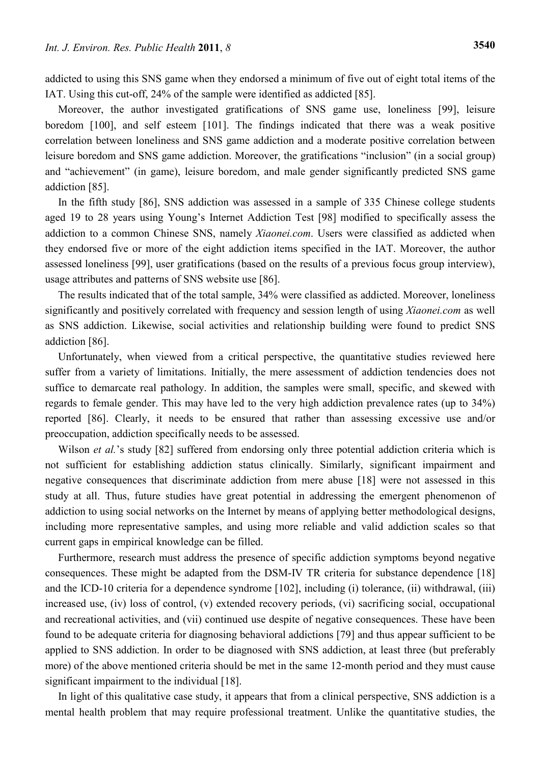addicted to using this SNS game when they endorsed a minimum of five out of eight total items of the IAT. Using this cut-off, 24% of the sample were identified as addicted [85].

Moreover, the author investigated gratifications of SNS game use, loneliness [99], leisure boredom [100], and self esteem [101]. The findings indicated that there was a weak positive correlation between loneliness and SNS game addiction and a moderate positive correlation between leisure boredom and SNS game addiction. Moreover, the gratifications "inclusion" (in a social group) and "achievement" (in game), leisure boredom, and male gender significantly predicted SNS game addiction [85].

In the fifth study [86], SNS addiction was assessed in a sample of 335 Chinese college students aged 19 to 28 years using Young's Internet Addiction Test [98] modified to specifically assess the addiction to a common Chinese SNS, namely *Xiaonei.com*. Users were classified as addicted when they endorsed five or more of the eight addiction items specified in the IAT. Moreover, the author assessed loneliness [99], user gratifications (based on the results of a previous focus group interview), usage attributes and patterns of SNS website use [86].

The results indicated that of the total sample, 34% were classified as addicted. Moreover, loneliness significantly and positively correlated with frequency and session length of using *Xiaonei.com* as well as SNS addiction. Likewise, social activities and relationship building were found to predict SNS addiction [86].

Unfortunately, when viewed from a critical perspective, the quantitative studies reviewed here suffer from a variety of limitations. Initially, the mere assessment of addiction tendencies does not suffice to demarcate real pathology. In addition, the samples were small, specific, and skewed with regards to female gender. This may have led to the very high addiction prevalence rates (up to 34%) reported [86]. Clearly, it needs to be ensured that rather than assessing excessive use and/or preoccupation, addiction specifically needs to be assessed.

Wilson *et al.*'s study [82] suffered from endorsing only three potential addiction criteria which is not sufficient for establishing addiction status clinically. Similarly, significant impairment and negative consequences that discriminate addiction from mere abuse [18] were not assessed in this study at all. Thus, future studies have great potential in addressing the emergent phenomenon of addiction to using social networks on the Internet by means of applying better methodological designs, including more representative samples, and using more reliable and valid addiction scales so that current gaps in empirical knowledge can be filled.

Furthermore, research must address the presence of specific addiction symptoms beyond negative consequences. These might be adapted from the DSM-IV TR criteria for substance dependence [18] and the ICD-10 criteria for a dependence syndrome [102], including (i) tolerance, (ii) withdrawal, (iii) increased use, (iv) loss of control, (v) extended recovery periods, (vi) sacrificing social, occupational and recreational activities, and (vii) continued use despite of negative consequences. These have been found to be adequate criteria for diagnosing behavioral addictions [79] and thus appear sufficient to be applied to SNS addiction. In order to be diagnosed with SNS addiction, at least three (but preferably more) of the above mentioned criteria should be met in the same 12-month period and they must cause significant impairment to the individual [18].

In light of this qualitative case study, it appears that from a clinical perspective, SNS addiction is a mental health problem that may require professional treatment. Unlike the quantitative studies, the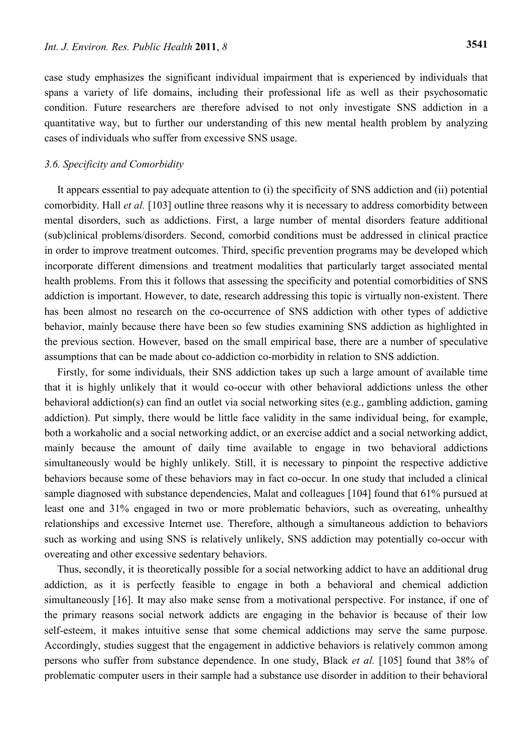case study emphasizes the significant individual impairment that is experienced by individuals that spans a variety of life domains, including their professional life as well as their psychosomatic condition. Future researchers are therefore advised to not only investigate SNS addiction in a quantitative way, but to further our understanding of this new mental health problem by analyzing cases of individuals who suffer from excessive SNS usage.

### *3.6. Specificity and Comorbidity*

It appears essential to pay adequate attention to (i) the specificity of SNS addiction and (ii) potential comorbidity. Hall *et al.* [103] outline three reasons why it is necessary to address comorbidity between mental disorders, such as addictions. First, a large number of mental disorders feature additional (sub)clinical problems/disorders. Second, comorbid conditions must be addressed in clinical practice in order to improve treatment outcomes. Third, specific prevention programs may be developed which incorporate different dimensions and treatment modalities that particularly target associated mental health problems. From this it follows that assessing the specificity and potential comorbidities of SNS addiction is important. However, to date, research addressing this topic is virtually non-existent. There has been almost no research on the co-occurrence of SNS addiction with other types of addictive behavior, mainly because there have been so few studies examining SNS addiction as highlighted in the previous section. However, based on the small empirical base, there are a number of speculative assumptions that can be made about co-addiction co-morbidity in relation to SNS addiction.

Firstly, for some individuals, their SNS addiction takes up such a large amount of available time that it is highly unlikely that it would co-occur with other behavioral addictions unless the other behavioral addiction(s) can find an outlet via social networking sites (e.g., gambling addiction, gaming addiction). Put simply, there would be little face validity in the same individual being, for example, both a workaholic and a social networking addict, or an exercise addict and a social networking addict, mainly because the amount of daily time available to engage in two behavioral addictions simultaneously would be highly unlikely. Still, it is necessary to pinpoint the respective addictive behaviors because some of these behaviors may in fact co-occur. In one study that included a clinical sample diagnosed with substance dependencies, Malat and colleagues [104] found that 61% pursued at least one and 31% engaged in two or more problematic behaviors, such as overeating, unhealthy relationships and excessive Internet use. Therefore, although a simultaneous addiction to behaviors such as working and using SNS is relatively unlikely, SNS addiction may potentially co-occur with overeating and other excessive sedentary behaviors.

Thus, secondly, it is theoretically possible for a social networking addict to have an additional drug addiction, as it is perfectly feasible to engage in both a behavioral and chemical addiction simultaneously [16]. It may also make sense from a motivational perspective. For instance, if one of the primary reasons social network addicts are engaging in the behavior is because of their low self-esteem, it makes intuitive sense that some chemical addictions may serve the same purpose. Accordingly, studies suggest that the engagement in addictive behaviors is relatively common among persons who suffer from substance dependence. In one study, Black *et al.* [105] found that 38% of problematic computer users in their sample had a substance use disorder in addition to their behavioral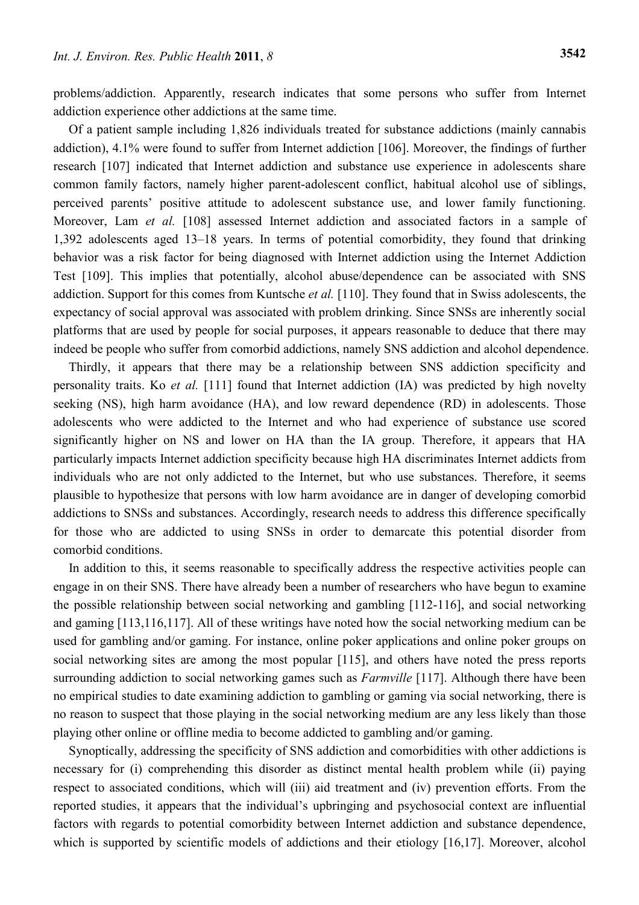problems/addiction. Apparently, research indicates that some persons who suffer from Internet addiction experience other addictions at the same time.

Of a patient sample including 1,826 individuals treated for substance addictions (mainly cannabis addiction), 4.1% were found to suffer from Internet addiction [106]. Moreover, the findings of further research [107] indicated that Internet addiction and substance use experience in adolescents share common family factors, namely higher parent-adolescent conflict, habitual alcohol use of siblings, perceived parents' positive attitude to adolescent substance use, and lower family functioning. Moreover, Lam *et al.* [108] assessed Internet addiction and associated factors in a sample of 1,392 adolescents aged 13–18 years. In terms of potential comorbidity, they found that drinking behavior was a risk factor for being diagnosed with Internet addiction using the Internet Addiction Test [109]. This implies that potentially, alcohol abuse/dependence can be associated with SNS addiction. Support for this comes from Kuntsche *et al.* [110]. They found that in Swiss adolescents, the expectancy of social approval was associated with problem drinking. Since SNSs are inherently social platforms that are used by people for social purposes, it appears reasonable to deduce that there may indeed be people who suffer from comorbid addictions, namely SNS addiction and alcohol dependence.

Thirdly, it appears that there may be a relationship between SNS addiction specificity and personality traits. Ko *et al.* [111] found that Internet addiction (IA) was predicted by high novelty seeking (NS), high harm avoidance (HA), and low reward dependence (RD) in adolescents. Those adolescents who were addicted to the Internet and who had experience of substance use scored significantly higher on NS and lower on HA than the IA group. Therefore, it appears that HA particularly impacts Internet addiction specificity because high HA discriminates Internet addicts from individuals who are not only addicted to the Internet, but who use substances. Therefore, it seems plausible to hypothesize that persons with low harm avoidance are in danger of developing comorbid addictions to SNSs and substances. Accordingly, research needs to address this difference specifically for those who are addicted to using SNSs in order to demarcate this potential disorder from comorbid conditions.

In addition to this, it seems reasonable to specifically address the respective activities people can engage in on their SNS. There have already been a number of researchers who have begun to examine the possible relationship between social networking and gambling [112-116], and social networking and gaming [113,116,117]. All of these writings have noted how the social networking medium can be used for gambling and/or gaming. For instance, online poker applications and online poker groups on social networking sites are among the most popular [115], and others have noted the press reports surrounding addiction to social networking games such as *Farmville* [117]. Although there have been no empirical studies to date examining addiction to gambling or gaming via social networking, there is no reason to suspect that those playing in the social networking medium are any less likely than those playing other online or offline media to become addicted to gambling and/or gaming.

Synoptically, addressing the specificity of SNS addiction and comorbidities with other addictions is necessary for (i) comprehending this disorder as distinct mental health problem while (ii) paying respect to associated conditions, which will (iii) aid treatment and (iv) prevention efforts. From the reported studies, it appears that the individual's upbringing and psychosocial context are influential factors with regards to potential comorbidity between Internet addiction and substance dependence, which is supported by scientific models of addictions and their etiology [16,17]. Moreover, alcohol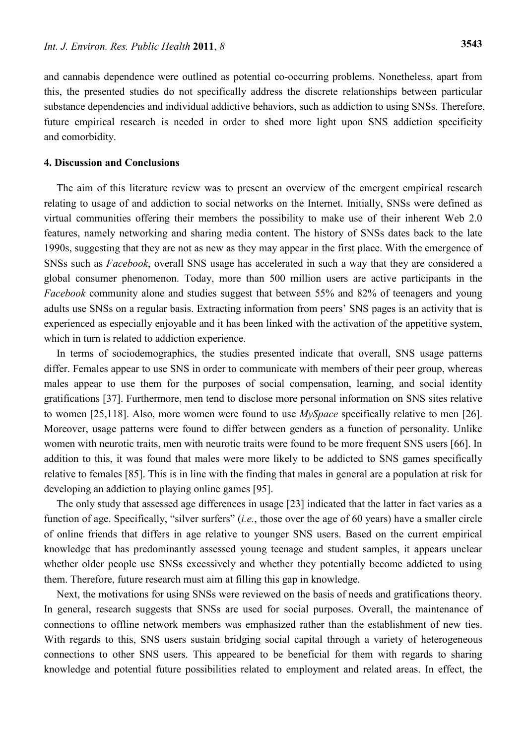and cannabis dependence were outlined as potential co-occurring problems. Nonetheless, apart from this, the presented studies do not specifically address the discrete relationships between particular substance dependencies and individual addictive behaviors, such as addiction to using SNSs. Therefore, future empirical research is needed in order to shed more light upon SNS addiction specificity and comorbidity.

## 4. Discussion and Conclusions

The aim of this literature review was to present an overview of the emergent empirical research relating to usage of and addiction to social networks on the Internet. Initially, SNSs were defined as virtual communities offering their members the possibility to make use of their inherent Web 2.0 features, namely networking and sharing media content. The history of SNSs dates back to the late 1990s, suggesting that they are not as new as they may appear in the first place. With the emergence of SNSs such as *Facebook*, overall SNS usage has accelerated in such a way that they are considered a global consumer phenomenon. Today, more than 500 million users are active participants in the *Facebook* community alone and studies suggest that between 55% and 82% of teenagers and young adults use SNSs on a regular basis. Extracting information from peers' SNS pages is an activity that is experienced as especially enjoyable and it has been linked with the activation of the appetitive system, which in turn is related to addiction experience.

In terms of sociodemographics, the studies presented indicate that overall, SNS usage patterns differ. Females appear to use SNS in order to communicate with members of their peer group, whereas males appear to use them for the purposes of social compensation, learning, and social identity gratifications [37]. Furthermore, men tend to disclose more personal information on SNS sites relative to women [25,118]. Also, more women were found to use *MySpace* specifically relative to men [26]. Moreover, usage patterns were found to differ between genders as a function of personality. Unlike women with neurotic traits, men with neurotic traits were found to be more frequent SNS users [66]. In addition to this, it was found that males were more likely to be addicted to SNS games specifically relative to females [85]. This is in line with the finding that males in general are a population at risk for developing an addiction to playing online games [95].

The only study that assessed age differences in usage [23] indicated that the latter in fact varies as a function of age. Specifically, "silver surfers" (*i.e.*, those over the age of 60 years) have a smaller circle of online friends that differs in age relative to younger SNS users. Based on the current empirical knowledge that has predominantly assessed young teenage and student samples, it appears unclear whether older people use SNSs excessively and whether they potentially become addicted to using them. Therefore, future research must aim at filling this gap in knowledge.

Next, the motivations for using SNSs were reviewed on the basis of needs and gratifications theory. In general, research suggests that SNSs are used for social purposes. Overall, the maintenance of connections to offline network members was emphasized rather than the establishment of new ties. With regards to this, SNS users sustain bridging social capital through a variety of heterogeneous connections to other SNS users. This appeared to be beneficial for them with regards to sharing knowledge and potential future possibilities related to employment and related areas. In effect, the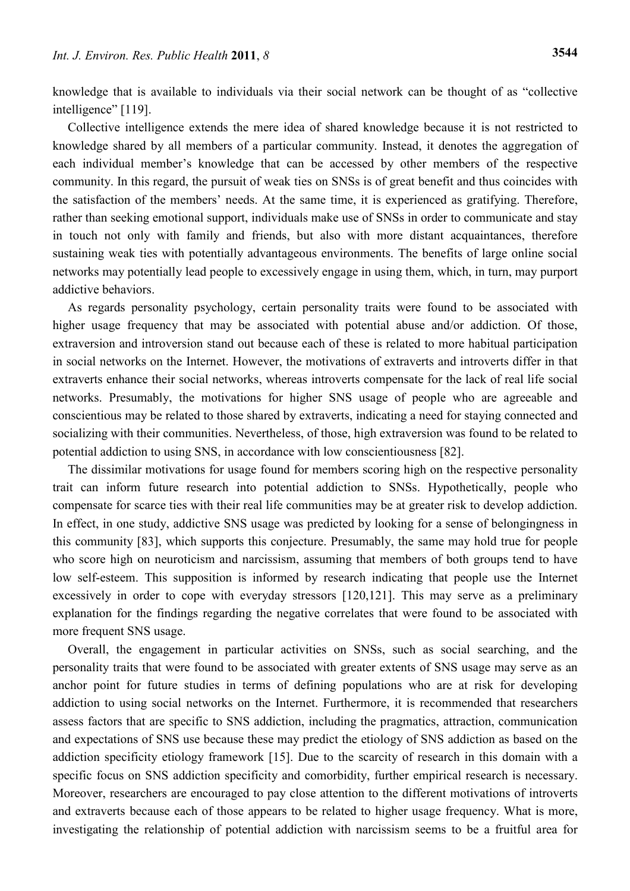knowledge that is available to individuals via their social network can be thought of as "collective intelligence" [119].

Collective intelligence extends the mere idea of shared knowledge because it is not restricted to knowledge shared by all members of a particular community. Instead, it denotes the aggregation of each individual member's knowledge that can be accessed by other members of the respective community. In this regard, the pursuit of weak ties on SNSs is of great benefit and thus coincides with the satisfaction of the members' needs. At the same time, it is experienced as gratifying. Therefore, rather than seeking emotional support, individuals make use of SNSs in order to communicate and stay in touch not only with family and friends, but also with more distant acquaintances, therefore sustaining weak ties with potentially advantageous environments. The benefits of large online social networks may potentially lead people to excessively engage in using them, which, in turn, may purport addictive behaviors.

As regards personality psychology, certain personality traits were found to be associated with higher usage frequency that may be associated with potential abuse and/or addiction. Of those, extraversion and introversion stand out because each of these is related to more habitual participation in social networks on the Internet. However, the motivations of extraverts and introverts differ in that extraverts enhance their social networks, whereas introverts compensate for the lack of real life social networks. Presumably, the motivations for higher SNS usage of people who are agreeable and conscientious may be related to those shared by extraverts, indicating a need for staying connected and socializing with their communities. Nevertheless, of those, high extraversion was found to be related to potential addiction to using SNS, in accordance with low conscientiousness [82].

The dissimilar motivations for usage found for members scoring high on the respective personality trait can inform future research into potential addiction to SNSs. Hypothetically, people who compensate for scarce ties with their real life communities may be at greater risk to develop addiction. In effect, in one study, addictive SNS usage was predicted by looking for a sense of belongingness in this community [83], which supports this conjecture. Presumably, the same may hold true for people who score high on neuroticism and narcissism, assuming that members of both groups tend to have low self-esteem. This supposition is informed by research indicating that people use the Internet excessively in order to cope with everyday stressors [120,121]. This may serve as a preliminary explanation for the findings regarding the negative correlates that were found to be associated with more frequent SNS usage.

Overall, the engagement in particular activities on SNSs, such as social searching, and the personality traits that were found to be associated with greater extents of SNS usage may serve as an anchor point for future studies in terms of defining populations who are at risk for developing addiction to using social networks on the Internet. Furthermore, it is recommended that researchers assess factors that are specific to SNS addiction, including the pragmatics, attraction, communication and expectations of SNS use because these may predict the etiology of SNS addiction as based on the addiction specificity etiology framework [15]. Due to the scarcity of research in this domain with a specific focus on SNS addiction specificity and comorbidity, further empirical research is necessary. Moreover, researchers are encouraged to pay close attention to the different motivations of introverts and extraverts because each of those appears to be related to higher usage frequency. What is more, investigating the relationship of potential addiction with narcissism seems to be a fruitful area for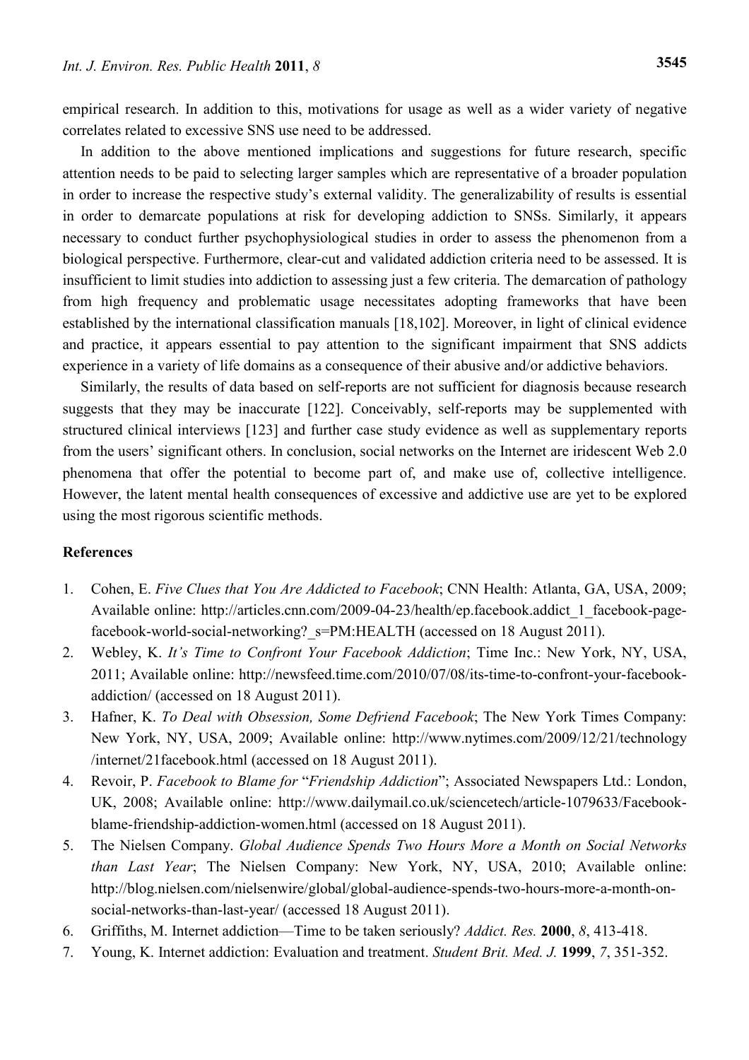empirical research. In addition to this, motivations for usage as well as a wider variety of negative correlates related to excessive SNS use need to be addressed.

In addition to the above mentioned implications and suggestions for future research, specific attention needs to be paid to selecting larger samples which are representative of a broader population in order to increase the respective study's external validity. The generalizability of results is essential in order to demarcate populations at risk for developing addiction to SNSs. Similarly, it appears necessary to conduct further psychophysiological studies in order to assess the phenomenon from a biological perspective. Furthermore, clear-cut and validated addiction criteria need to be assessed. It is insufficient to limit studies into addiction to assessing just a few criteria. The demarcation of pathology from high frequency and problematic usage necessitates adopting frameworks that have been established by the international classification manuals [18,102]. Moreover, in light of clinical evidence and practice, it appears essential to pay attention to the significant impairment that SNS addicts experience in a variety of life domains as a consequence of their abusive and/or addictive behaviors.

Similarly, the results of data based on self-reports are not sufficient for diagnosis because research suggests that they may be inaccurate [122]. Conceivably, self-reports may be supplemented with structured clinical interviews [123] and further case study evidence as well as supplementary reports from the users' significant others. In conclusion, social networks on the Internet are iridescent Web 2.0 phenomena that offer the potential to become part of, and make use of, collective intelligence. However, the latent mental health consequences of excessive and addictive use are yet to be explored using the most rigorous scientific methods.

## References

1. Cohen, E. *Five Clues that You Are Addicted to Facebook*; CNN Health: Atlanta, GA, USA, 2009; Available online: http://articles.cnn.com/2009-04-23/health/ep.facebook.addict_1_facebook-page-facebook-world-social-networking?_s=PM:HEALTH (accessed on 18 August 2011).
2. Webley, K. *It's Time to Confront Your Facebook Addiction*; Time Inc.: New York, NY, USA, 2011; Available online: http://newsfeed.time.com/2010/07/08/its-time-to-confront-your-facebook-addiction/ (accessed on 18 August 2011).
3. Hafner, K. *To Deal with Obsession, Some Defriend Facebook*; The New York Times Company: New York, NY, USA, 2009; Available online: http://www.nytimes.com/2009/12/21/technology/internet/21facebook.html (accessed on 18 August 2011).
4. Revoir, P. *Facebook to Blame for* "*Friendship Addiction*"; Associated Newspapers Ltd.: London, UK, 2008; Available online: http://www.dailymail.co.uk/sciencetech/article-1079633/Facebook-blame-friendship-addiction-women.html (accessed on 18 August 2011).
5. The Nielsen Company. *Global Audience Spends Two Hours More a Month on Social Networks than Last Year*; The Nielsen Company: New York, NY, USA, 2010; Available online: http://blog.nielsen.com/nielsenwire/global/global-audience-spends-two-hours-more-a-month-on-social-networks-than-last-year/ (accessed 18 August 2011).
6. Griffiths, M. Internet addiction—Time to be taken seriously? *Addict. Res.* **2000**, *8*, 413-418.
7. Young, K. Internet addiction: Evaluation and treatment. *Student Brit. Med. J.* **1999**, *7*, 351-352.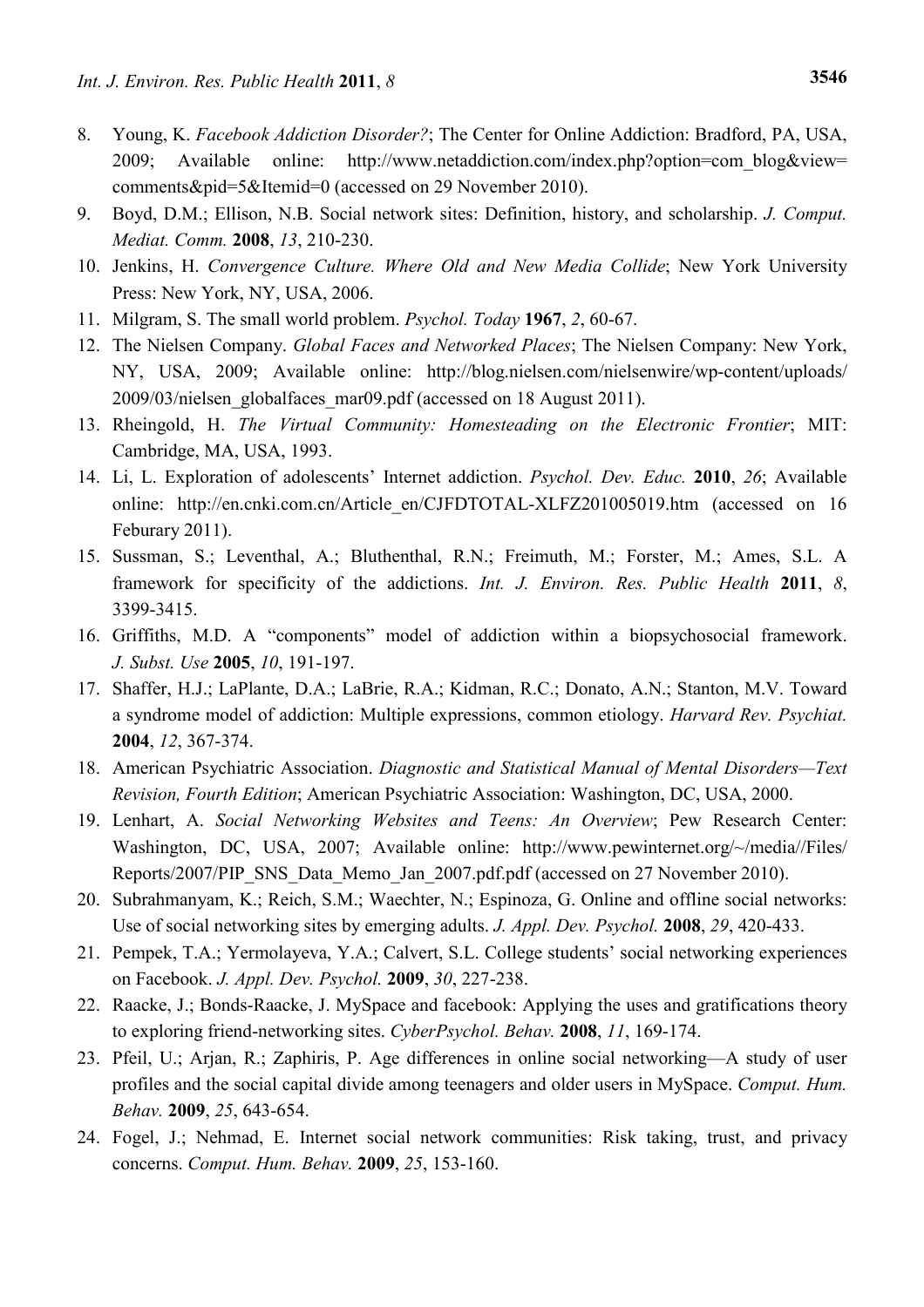8. Young, K. *Facebook Addiction Disorder?*; The Center for Online Addiction: Bradford, PA, USA, 2009; Available online: http://www.netaddiction.com/index.php?option=com_blog&view=comments&pid=5&Itemid=0 (accessed on 29 November 2010).
9. Boyd, D.M.; Ellison, N.B. Social network sites: Definition, history, and scholarship. *J. Comput. Mediat. Comm.* **2008**, *13*, 210-230.
10. Jenkins, H. *Convergence Culture. Where Old and New Media Collide*; New York University Press: New York, NY, USA, 2006.
11. Milgram, S. The small world problem. *Psychol. Today* **1967**, *2*, 60-67.
12. The Nielsen Company. *Global Faces and Networked Places*; The Nielsen Company: New York, NY, USA, 2009; Available online: http://blog.nielsen.com/nielsenwire/wp-content/uploads/2009/03/nielsen_globalfaces_mar09.pdf (accessed on 18 August 2011).
13. Rheingold, H. *The Virtual Community: Homesteading on the Electronic Frontier*; MIT: Cambridge, MA, USA, 1993.
14. Li, L. Exploration of adolescents' Internet addiction. *Psychol. Dev. Educ.* **2010**, *26*; Available online: http://en.cnki.com.cn/Article_en/CJFDTOTAL-XLFZ201005019.htm (accessed on 16 Feburary 2011).
15. Sussman, S.; Leventhal, A.; Bluthenthal, R.N.; Freimuth, M.; Forster, M.; Ames, S.L. A framework for specificity of the addictions. *Int. J. Environ. Res. Public Health* **2011**, *8*, 3399-3415.
16. Griffiths, M.D. A "components" model of addiction within a biopsychosocial framework. *J. Subst. Use* **2005**, *10*, 191-197.
17. Shaffer, H.J.; LaPlante, D.A.; LaBrie, R.A.; Kidman, R.C.; Donato, A.N.; Stanton, M.V. Toward a syndrome model of addiction: Multiple expressions, common etiology. *Harvard Rev. Psychiat.* **2004**, *12*, 367-374.
18. American Psychiatric Association. *Diagnostic and Statistical Manual of Mental Disorders—Text Revision, Fourth Edition*; American Psychiatric Association: Washington, DC, USA, 2000.
19. Lenhart, A. *Social Networking Websites and Teens: An Overview*; Pew Research Center: Washington, DC, USA, 2007; Available online: http://www.pewinternet.org/~/media//Files/Reports/2007/PIP_SNS_Data_Memo_Jan_2007.pdf.pdf (accessed on 27 November 2010).
20. Subrahmanyam, K.; Reich, S.M.; Waechter, N.; Espinoza, G. Online and offline social networks: Use of social networking sites by emerging adults. *J. Appl. Dev. Psychol.* **2008**, *29*, 420-433.
21. Pempek, T.A.; Yermolayeva, Y.A.; Calvert, S.L. College students' social networking experiences on Facebook. *J. Appl. Dev. Psychol.* **2009**, *30*, 227-238.
22. Raacke, J.; Bonds-Raacke, J. MySpace and facebook: Applying the uses and gratifications theory to exploring friend-networking sites. *CyberPsychol. Behav.* **2008**, *11*, 169-174.
23. Pfeil, U.; Arjan, R.; Zaphiris, P. Age differences in online social networking—A study of user profiles and the social capital divide among teenagers and older users in MySpace. *Comput. Hum. Behav.* **2009**, *25*, 643-654.
24. Fogel, J.; Nehmad, E. Internet social network communities: Risk taking, trust, and privacy concerns. *Comput. Hum. Behav.* **2009**, *25*, 153-160.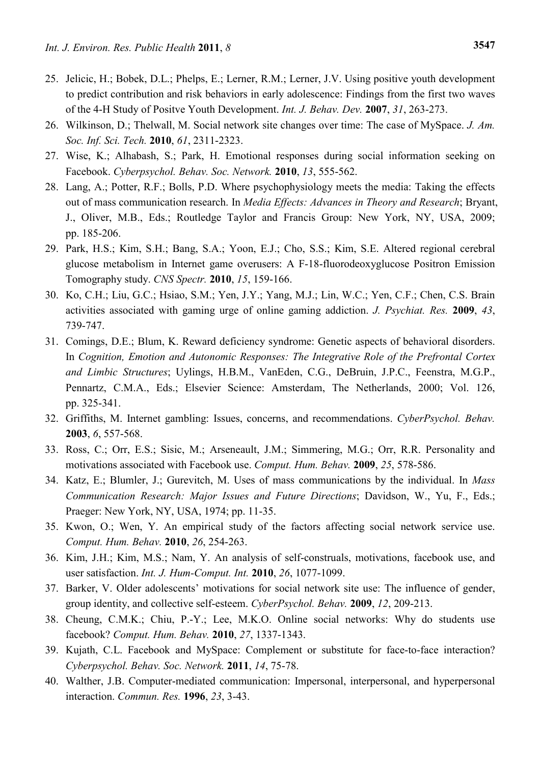25. Jelicic, H.; Bobek, D.L.; Phelps, E.; Lerner, R.M.; Lerner, J.V. Using positive youth development to predict contribution and risk behaviors in early adolescence: Findings from the first two waves of the 4-H Study of Positve Youth Development. *Int. J. Behav. Dev.* **2007**, *31*, 263-273.
26. Wilkinson, D.; Thelwall, M. Social network site changes over time: The case of MySpace. *J. Am. Soc. Inf. Sci. Tech.* **2010**, *61*, 2311-2323.
27. Wise, K.; Alhabash, S.; Park, H. Emotional responses during social information seeking on Facebook. *Cyberpsychol. Behav. Soc. Network.* **2010**, *13*, 555-562.
28. Lang, A.; Potter, R.F.; Bolls, P.D. Where psychophysiology meets the media: Taking the effects out of mass communication research. In *Media Effects: Advances in Theory and Research*; Bryant, J., Oliver, M.B., Eds.; Routledge Taylor and Francis Group: New York, NY, USA, 2009; pp. 185-206.
29. Park, H.S.; Kim, S.H.; Bang, S.A.; Yoon, E.J.; Cho, S.S.; Kim, S.E. Altered regional cerebral glucose metabolism in Internet game overusers: A F-18-fluorodeoxyglucose Positron Emission Tomography study. *CNS Spectr.* **2010**, *15*, 159-166.
30. Ko, C.H.; Liu, G.C.; Hsiao, S.M.; Yen, J.Y.; Yang, M.J.; Lin, W.C.; Yen, C.F.; Chen, C.S. Brain activities associated with gaming urge of online gaming addiction. *J. Psychiat. Res.* **2009**, *43*, 739-747.
31. Comings, D.E.; Blum, K. Reward deficiency syndrome: Genetic aspects of behavioral disorders. In *Cognition, Emotion and Autonomic Responses: The Integrative Role of the Prefrontal Cortex and Limbic Structures*; Uylings, H.B.M., VanEden, C.G., DeBruin, J.P.C., Feenstra, M.G.P., Pennartz, C.M.A., Eds.; Elsevier Science: Amsterdam, The Netherlands, 2000; Vol. 126, pp. 325-341.
32. Griffiths, M. Internet gambling: Issues, concerns, and recommendations. *CyberPsychol. Behav.* **2003**, *6*, 557-568.
33. Ross, C.; Orr, E.S.; Sisic, M.; Arseneault, J.M.; Simmering, M.G.; Orr, R.R. Personality and motivations associated with Facebook use. *Comput. Hum. Behav.* **2009**, *25*, 578-586.
34. Katz, E.; Blumler, J.; Gurevitch, M. Uses of mass communications by the individual. In *Mass Communication Research: Major Issues and Future Directions*; Davidson, W., Yu, F., Eds.; Praeger: New York, NY, USA, 1974; pp. 11-35.
35. Kwon, O.; Wen, Y. An empirical study of the factors affecting social network service use. *Comput. Hum. Behav.* **2010**, *26*, 254-263.
36. Kim, J.H.; Kim, M.S.; Nam, Y. An analysis of self-construals, motivations, facebook use, and user satisfaction. *Int. J. Hum-Comput. Int.* **2010**, *26*, 1077-1099.
37. Barker, V. Older adolescents' motivations for social network site use: The influence of gender, group identity, and collective self-esteem. *CyberPsychol. Behav.* **2009**, *12*, 209-213.
38. Cheung, C.M.K.; Chiu, P.-Y.; Lee, M.K.O. Online social networks: Why do students use facebook? *Comput. Hum. Behav.* **2010**, *27*, 1337-1343.
39. Kujath, C.L. Facebook and MySpace: Complement or substitute for face-to-face interaction? *Cyberpsychol. Behav. Soc. Network.* **2011**, *14*, 75-78.
40. Walther, J.B. Computer-mediated communication: Impersonal, interpersonal, and hyperpersonal interaction. *Commun. Res.* **1996**, *23*, 3-43.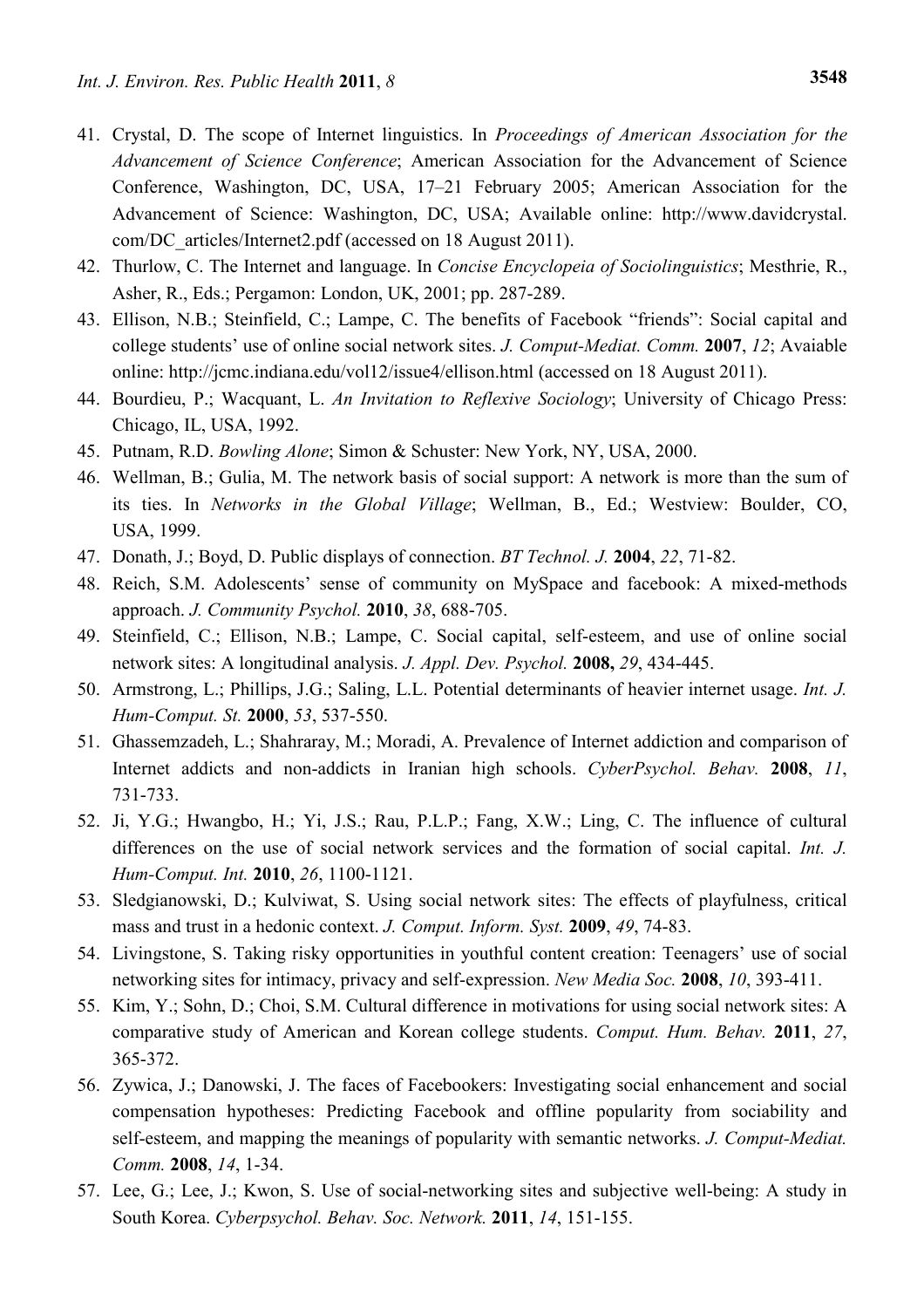41. Crystal, D. The scope of Internet linguistics. In *Proceedings of American Association for the Advancement of Science Conference*; American Association for the Advancement of Science Conference, Washington, DC, USA, 17–21 February 2005; American Association for the Advancement of Science: Washington, DC, USA; Available online: http://www.davidcrystal.com/DC_articles/Internet2.pdf (accessed on 18 August 2011).
42. Thurlow, C. The Internet and language. In *Concise Encyclopeia of Sociolinguistics*; Mesthrie, R., Asher, R., Eds.; Pergamon: London, UK, 2001; pp. 287-289.
43. Ellison, N.B.; Steinfield, C.; Lampe, C. The benefits of Facebook "friends": Social capital and college students' use of online social network sites. *J. Comput-Mediat. Comm.* **2007**, *12*; Avaiable online: http://jcmc.indiana.edu/vol12/issue4/ellison.html (accessed on 18 August 2011).
44. Bourdieu, P.; Wacquant, L. *An Invitation to Reflexive Sociology*; University of Chicago Press: Chicago, IL, USA, 1992.
45. Putnam, R.D. *Bowling Alone*; Simon & Schuster: New York, NY, USA, 2000.
46. Wellman, B.; Gulia, M. The network basis of social support: A network is more than the sum of its ties. In *Networks in the Global Village*; Wellman, B., Ed.; Westview: Boulder, CO, USA, 1999.
47. Donath, J.; Boyd, D. Public displays of connection. *BT Technol. J.* **2004**, *22*, 71-82.
48. Reich, S.M. Adolescents' sense of community on MySpace and facebook: A mixed-methods approach. *J. Community Psychol.* **2010**, *38*, 688-705.
49. Steinfield, C.; Ellison, N.B.; Lampe, C. Social capital, self-esteem, and use of online social network sites: A longitudinal analysis. *J. Appl. Dev. Psychol.* **2008,** *29*, 434-445.
50. Armstrong, L.; Phillips, J.G.; Saling, L.L. Potential determinants of heavier internet usage. *Int. J. Hum-Comput. St.* **2000**, *53*, 537-550.
51. Ghassemzadeh, L.; Shahraray, M.; Moradi, A. Prevalence of Internet addiction and comparison of Internet addicts and non-addicts in Iranian high schools. *CyberPsychol. Behav.* **2008**, *11*, 731-733.
52. Ji, Y.G.; Hwangbo, H.; Yi, J.S.; Rau, P.L.P.; Fang, X.W.; Ling, C. The influence of cultural differences on the use of social network services and the formation of social capital. *Int. J. Hum-Comput. Int.* **2010**, *26*, 1100-1121.
53. Sledgianowski, D.; Kulviwat, S. Using social network sites: The effects of playfulness, critical mass and trust in a hedonic context. *J. Comput. Inform. Syst.* **2009**, *49*, 74-83.
54. Livingstone, S. Taking risky opportunities in youthful content creation: Teenagers' use of social networking sites for intimacy, privacy and self-expression. *New Media Soc.* **2008**, *10*, 393-411.
55. Kim, Y.; Sohn, D.; Choi, S.M. Cultural difference in motivations for using social network sites: A comparative study of American and Korean college students. *Comput. Hum. Behav.* **2011**, *27*, 365-372.
56. Zywica, J.; Danowski, J. The faces of Facebookers: Investigating social enhancement and social compensation hypotheses: Predicting Facebook and offline popularity from sociability and self-esteem, and mapping the meanings of popularity with semantic networks. *J. Comput-Mediat. Comm.* **2008**, *14*, 1-34.
57. Lee, G.; Lee, J.; Kwon, S. Use of social-networking sites and subjective well-being: A study in South Korea. *Cyberpsychol. Behav. Soc. Network.* **2011**, *14*, 151-155.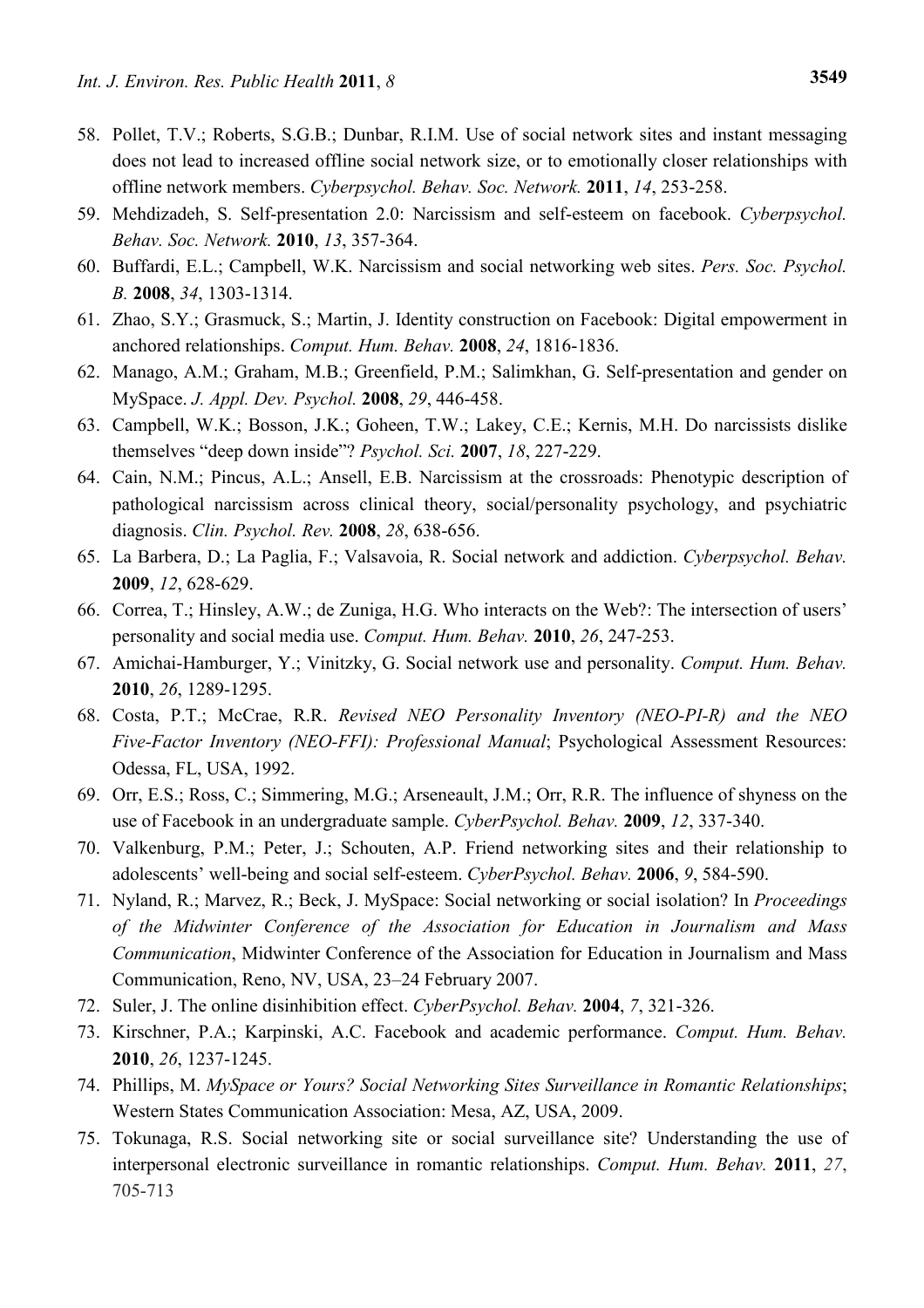58. Pollet, T.V.; Roberts, S.G.B.; Dunbar, R.I.M. Use of social network sites and instant messaging does not lead to increased offline social network size, or to emotionally closer relationships with offline network members. *Cyberpsychol. Behav. Soc. Network.* **2011**, *14*, 253-258.
59. Mehdizadeh, S. Self-presentation 2.0: Narcissism and self-esteem on facebook. *Cyberpsychol. Behav. Soc. Network.* **2010**, *13*, 357-364.
60. Buffardi, E.L.; Campbell, W.K. Narcissism and social networking web sites. *Pers. Soc. Psychol. B.* **2008**, *34*, 1303-1314.
61. Zhao, S.Y.; Grasmuck, S.; Martin, J. Identity construction on Facebook: Digital empowerment in anchored relationships. *Comput. Hum. Behav.* **2008**, *24*, 1816-1836.
62. Manago, A.M.; Graham, M.B.; Greenfield, P.M.; Salimkhan, G. Self-presentation and gender on MySpace. *J. Appl. Dev. Psychol.* **2008**, *29*, 446-458.
63. Campbell, W.K.; Bosson, J.K.; Goheen, T.W.; Lakey, C.E.; Kernis, M.H. Do narcissists dislike themselves "deep down inside"? *Psychol. Sci.* **2007**, *18*, 227-229.
64. Cain, N.M.; Pincus, A.L.; Ansell, E.B. Narcissism at the crossroads: Phenotypic description of pathological narcissism across clinical theory, social/personality psychology, and psychiatric diagnosis. *Clin. Psychol. Rev.* **2008**, *28*, 638-656.
65. La Barbera, D.; La Paglia, F.; Valsavoia, R. Social network and addiction. *Cyberpsychol. Behav.* **2009**, *12*, 628-629.
66. Correa, T.; Hinsley, A.W.; de Zuniga, H.G. Who interacts on the Web?: The intersection of users' personality and social media use. *Comput. Hum. Behav.* **2010**, *26*, 247-253.
67. Amichai-Hamburger, Y.; Vinitzky, G. Social network use and personality. *Comput. Hum. Behav.* **2010**, *26*, 1289-1295.
68. Costa, P.T.; McCrae, R.R. *Revised NEO Personality Inventory (NEO-PI-R) and the NEO Five-Factor Inventory (NEO-FFI): Professional Manual*; Psychological Assessment Resources: Odessa, FL, USA, 1992.
69. Orr, E.S.; Ross, C.; Simmering, M.G.; Arseneault, J.M.; Orr, R.R. The influence of shyness on the use of Facebook in an undergraduate sample. *CyberPsychol. Behav.* **2009**, *12*, 337-340.
70. Valkenburg, P.M.; Peter, J.; Schouten, A.P. Friend networking sites and their relationship to adolescents' well-being and social self-esteem. *CyberPsychol. Behav.* **2006**, *9*, 584-590.
71. Nyland, R.; Marvez, R.; Beck, J. MySpace: Social networking or social isolation? In *Proceedings of the Midwinter Conference of the Association for Education in Journalism and Mass Communication*, Midwinter Conference of the Association for Education in Journalism and Mass Communication, Reno, NV, USA, 23–24 February 2007.
72. Suler, J. The online disinhibition effect. *CyberPsychol. Behav.* **2004**, *7*, 321-326.
73. Kirschner, P.A.; Karpinski, A.C. Facebook and academic performance. *Comput. Hum. Behav.* **2010**, *26*, 1237-1245.
74. Phillips, M. *MySpace or Yours? Social Networking Sites Surveillance in Romantic Relationships*; Western States Communication Association: Mesa, AZ, USA, 2009.
75. Tokunaga, R.S. Social networking site or social surveillance site? Understanding the use of interpersonal electronic surveillance in romantic relationships. *Comput. Hum. Behav.* **2011**, *27*, 705-713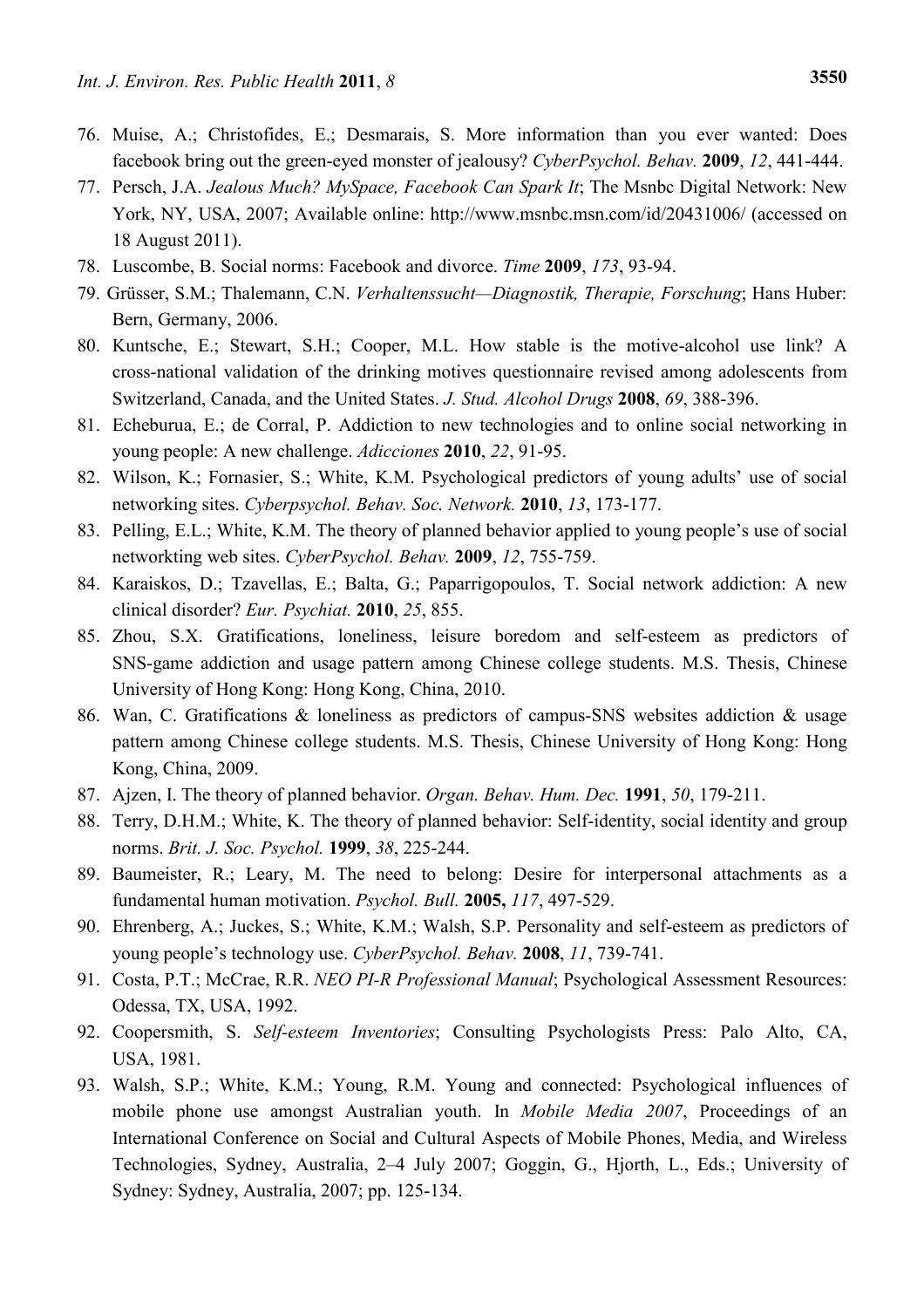76. Muise, A.; Christofides, E.; Desmarais, S. More information than you ever wanted: Does facebook bring out the green-eyed monster of jealousy? *CyberPsychol. Behav.* **2009**, *12*, 441-444.
77. Persch, J.A. *Jealous Much? MySpace, Facebook Can Spark It*; The Msnbc Digital Network: New York, NY, USA, 2007; Available online: http://www.msnbc.msn.com/id/20431006/ (accessed on 18 August 2011).
78. Luscombe, B. Social norms: Facebook and divorce. *Time* **2009**, *173*, 93-94.
79. Grüsser, S.M.; Thalemann, C.N. *Verhaltenssucht—Diagnostik, Therapie, Forschung*; Hans Huber: Bern, Germany, 2006.
80. Kuntsche, E.; Stewart, S.H.; Cooper, M.L. How stable is the motive-alcohol use link? A cross-national validation of the drinking motives questionnaire revised among adolescents from Switzerland, Canada, and the United States. *J. Stud. Alcohol Drugs* **2008**, *69*, 388-396.
81. Echeburua, E.; de Corral, P. Addiction to new technologies and to online social networking in young people: A new challenge. *Adicciones* **2010**, *22*, 91-95.
82. Wilson, K.; Fornasier, S.; White, K.M. Psychological predictors of young adults' use of social networking sites. *Cyberpsychol. Behav. Soc. Network.* **2010**, *13*, 173-177.
83. Pelling, E.L.; White, K.M. The theory of planned behavior applied to young people's use of social networkting web sites. *CyberPsychol. Behav.* **2009**, *12*, 755-759.
84. Karaiskos, D.; Tzavellas, E.; Balta, G.; Paparrigopoulos, T. Social network addiction: A new clinical disorder? *Eur. Psychiat.* **2010**, *25*, 855.
85. Zhou, S.X. Gratifications, loneliness, leisure boredom and self-esteem as predictors of SNS-game addiction and usage pattern among Chinese college students. M.S. Thesis, Chinese University of Hong Kong: Hong Kong, China, 2010.
86. Wan, C. Gratifications & loneliness as predictors of campus-SNS websites addiction & usage pattern among Chinese college students. M.S. Thesis, Chinese University of Hong Kong: Hong Kong, China, 2009.
87. Ajzen, I. The theory of planned behavior. *Organ. Behav. Hum. Dec.* **1991**, *50*, 179-211.
88. Terry, D.H.M.; White, K. The theory of planned behavior: Self-identity, social identity and group norms. *Brit. J. Soc. Psychol.* **1999**, *38*, 225-244.
89. Baumeister, R.; Leary, M. The need to belong: Desire for interpersonal attachments as a fundamental human motivation. *Psychol. Bull.* **2005,** *117*, 497-529.
90. Ehrenberg, A.; Juckes, S.; White, K.M.; Walsh, S.P. Personality and self-esteem as predictors of young people's technology use. *CyberPsychol. Behav.* **2008**, *11*, 739-741.
91. Costa, P.T.; McCrae, R.R. *NEO PI-R Professional Manual*; Psychological Assessment Resources: Odessa, TX, USA, 1992.
92. Coopersmith, S. *Self-esteem Inventories*; Consulting Psychologists Press: Palo Alto, CA, USA, 1981.
93. Walsh, S.P.; White, K.M.; Young, R.M. Young and connected: Psychological influences of mobile phone use amongst Australian youth. In *Mobile Media 2007*, Proceedings of an International Conference on Social and Cultural Aspects of Mobile Phones, Media, and Wireless Technologies, Sydney, Australia, 2–4 July 2007; Goggin, G., Hjorth, L., Eds.; University of Sydney: Sydney, Australia, 2007; pp. 125-134.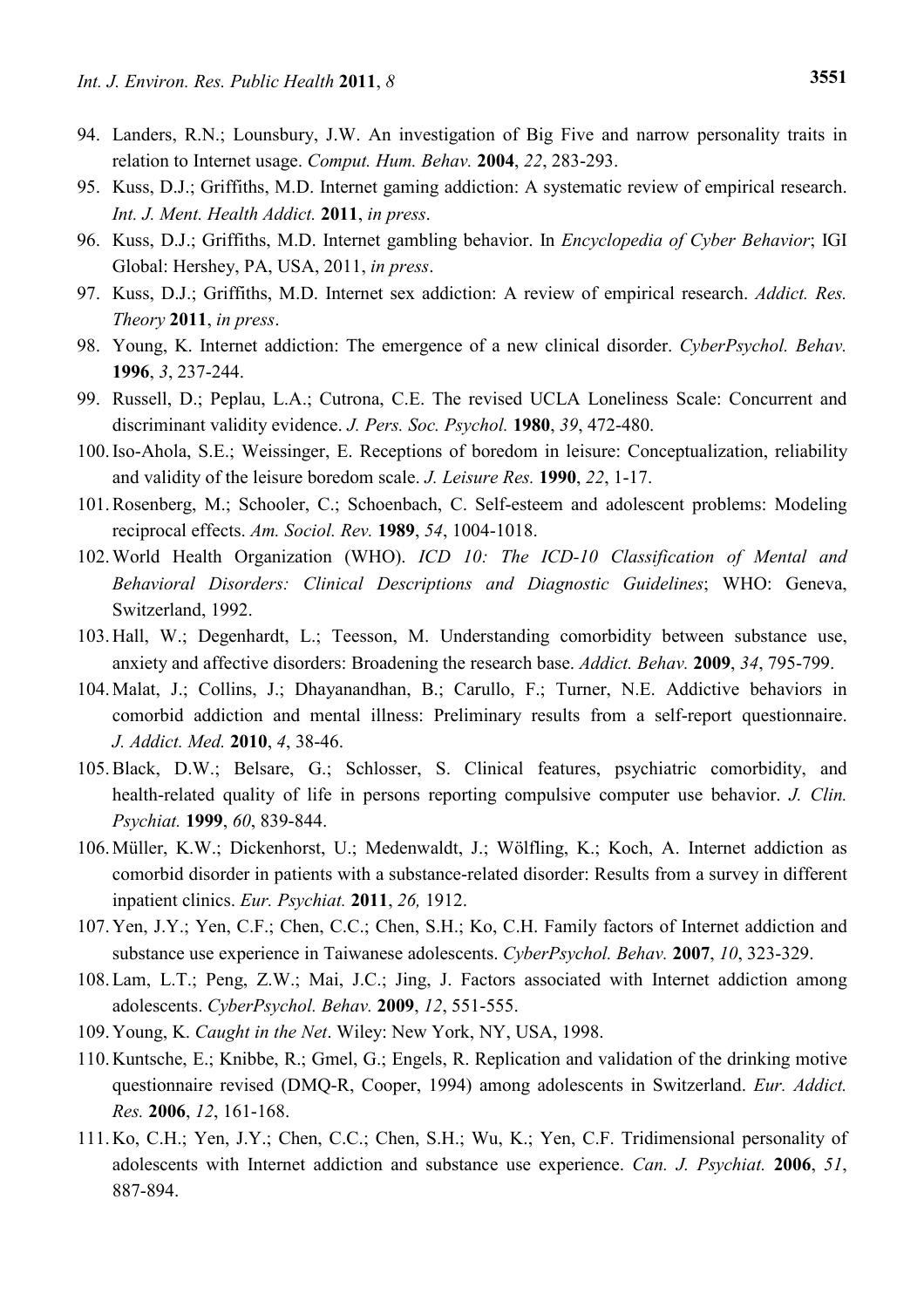94. Landers, R.N.; Lounsbury, J.W. An investigation of Big Five and narrow personality traits in relation to Internet usage. *Comput. Hum. Behav.* **2004**, *22*, 283-293.
95. Kuss, D.J.; Griffiths, M.D. Internet gaming addiction: A systematic review of empirical research. *Int. J. Ment. Health Addict.* **2011**, *in press*.
96. Kuss, D.J.; Griffiths, M.D. Internet gambling behavior. In *Encyclopedia of Cyber Behavior*; IGI Global: Hershey, PA, USA, 2011, *in press*.
97. Kuss, D.J.; Griffiths, M.D. Internet sex addiction: A review of empirical research. *Addict. Res. Theory* **2011**, *in press*.
98. Young, K. Internet addiction: The emergence of a new clinical disorder. *CyberPsychol. Behav.* **1996**, *3*, 237-244.
99. Russell, D.; Peplau, L.A.; Cutrona, C.E. The revised UCLA Loneliness Scale: Concurrent and discriminant validity evidence. *J. Pers. Soc. Psychol.* **1980**, *39*, 472-480.
100. Iso-Ahola, S.E.; Weissinger, E. Receptions of boredom in leisure: Conceptualization, reliability and validity of the leisure boredom scale. *J. Leisure Res.* **1990**, *22*, 1-17.
101. Rosenberg, M.; Schooler, C.; Schoenbach, C. Self-esteem and adolescent problems: Modeling reciprocal effects. *Am. Sociol. Rev.* **1989**, *54*, 1004-1018.
102. World Health Organization (WHO). *ICD 10: The ICD-10 Classification of Mental and Behavioral Disorders: Clinical Descriptions and Diagnostic Guidelines*; WHO: Geneva, Switzerland, 1992.
103. Hall, W.; Degenhardt, L.; Teesson, M. Understanding comorbidity between substance use, anxiety and affective disorders: Broadening the research base. *Addict. Behav.* **2009**, *34*, 795-799.
104. Malat, J.; Collins, J.; Dhayanandhan, B.; Carullo, F.; Turner, N.E. Addictive behaviors in comorbid addiction and mental illness: Preliminary results from a self-report questionnaire. *J. Addict. Med.* **2010**, *4*, 38-46.
105. Black, D.W.; Belsare, G.; Schlosser, S. Clinical features, psychiatric comorbidity, and health-related quality of life in persons reporting compulsive computer use behavior. *J. Clin. Psychiat.* **1999**, *60*, 839-844.
106. Müller, K.W.; Dickenhorst, U.; Medenwaldt, J.; Wölfling, K.; Koch, A. Internet addiction as comorbid disorder in patients with a substance-related disorder: Results from a survey in different inpatient clinics. *Eur. Psychiat.* **2011**, *26,* 1912.
107. Yen, J.Y.; Yen, C.F.; Chen, C.C.; Chen, S.H.; Ko, C.H. Family factors of Internet addiction and substance use experience in Taiwanese adolescents. *CyberPsychol. Behav.* **2007**, *10*, 323-329.
108. Lam, L.T.; Peng, Z.W.; Mai, J.C.; Jing, J. Factors associated with Internet addiction among adolescents. *CyberPsychol. Behav.* **2009**, *12*, 551-555.
109. Young, K. *Caught in the Net*. Wiley: New York, NY, USA, 1998.
110. Kuntsche, E.; Knibbe, R.; Gmel, G.; Engels, R. Replication and validation of the drinking motive questionnaire revised (DMQ-R, Cooper, 1994) among adolescents in Switzerland. *Eur. Addict. Res.* **2006**, *12*, 161-168.
111. Ko, C.H.; Yen, J.Y.; Chen, C.C.; Chen, S.H.; Wu, K.; Yen, C.F. Tridimensional personality of adolescents with Internet addiction and substance use experience. *Can. J. Psychiat.* **2006**, *51*, 887-894.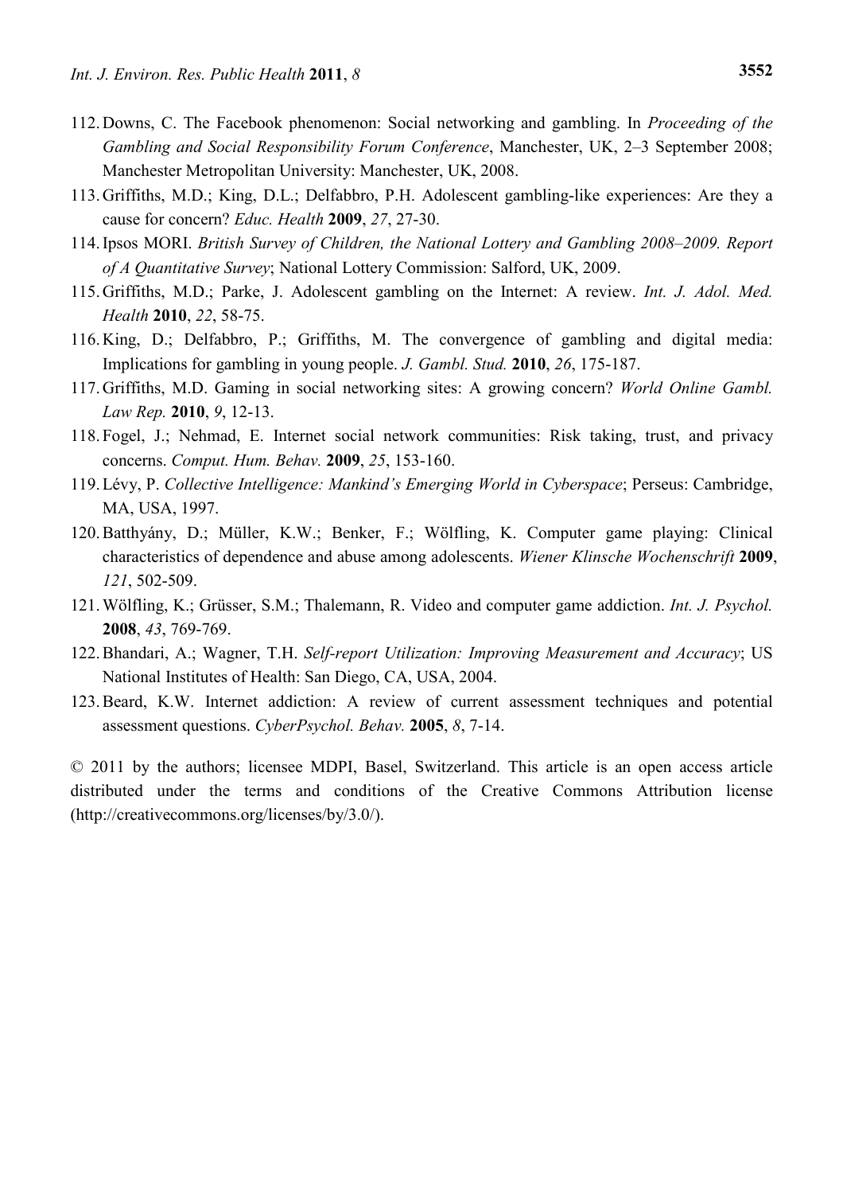112. Downs, C. The Facebook phenomenon: Social networking and gambling. In *Proceeding of the Gambling and Social Responsibility Forum Conference*, Manchester, UK, 2–3 September 2008; Manchester Metropolitan University: Manchester, UK, 2008.
113. Griffiths, M.D.; King, D.L.; Delfabbro, P.H. Adolescent gambling-like experiences: Are they a cause for concern? *Educ. Health* **2009**, *27*, 27-30.
114. Ipsos MORI. *British Survey of Children, the National Lottery and Gambling 2008–2009. Report of A Quantitative Survey*; National Lottery Commission: Salford, UK, 2009.
115. Griffiths, M.D.; Parke, J. Adolescent gambling on the Internet: A review. *Int. J. Adol. Med. Health* **2010**, *22*, 58-75.
116. King, D.; Delfabbro, P.; Griffiths, M. The convergence of gambling and digital media: Implications for gambling in young people. *J. Gambl. Stud.* **2010**, *26*, 175-187.
117. Griffiths, M.D. Gaming in social networking sites: A growing concern? *World Online Gambl. Law Rep.* **2010**, *9*, 12-13.
118. Fogel, J.; Nehmad, E. Internet social network communities: Risk taking, trust, and privacy concerns. *Comput. Hum. Behav.* **2009**, *25*, 153-160.
119. Lévy, P. *Collective Intelligence: Mankind's Emerging World in Cyberspace*; Perseus: Cambridge, MA, USA, 1997.
120. Batthyány, D.; Müller, K.W.; Benker, F.; Wölfling, K. Computer game playing: Clinical characteristics of dependence and abuse among adolescents. *Wiener Klinsche Wochenschrift* **2009**, *121*, 502-509.
121. Wölfling, K.; Grüsser, S.M.; Thalemann, R. Video and computer game addiction. *Int. J. Psychol.* **2008**, *43*, 769-769.
122. Bhandari, A.; Wagner, T.H. *Self-report Utilization: Improving Measurement and Accuracy*; US National Institutes of Health: San Diego, CA, USA, 2004.
123. Beard, K.W. Internet addiction: A review of current assessment techniques and potential assessment questions. *CyberPsychol. Behav.* **2005**, *8*, 7-14.

© 2011 by the authors; licensee MDPI, Basel, Switzerland. This article is an open access article distributed under the terms and conditions of the Creative Commons Attribution license (http://creativecommons.org/licenses/by/3.0/).